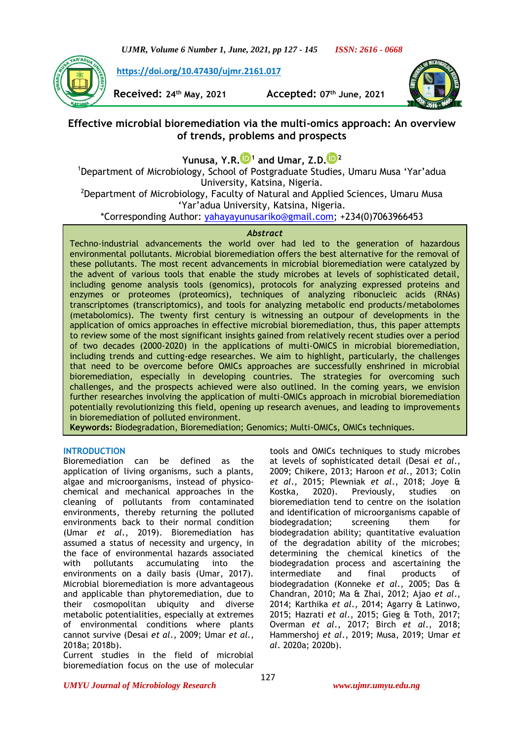https://doi.org/10.47430/ujmr.2161.017

**Received:** 24th May, 2021 **Accepted:** 07th June, 2021

# Effective microbial bioremediation via the multi-omics approach: An overview of trends, problems and prospects

**Yunusa, Y.R.**[1] **and Umar, Z.D.**[2]

[1]Department of Microbiology, School of Postgraduate Studies, Umaru Musa 'Yar'adua University, Katsina, Nigeria.
[2]Department of Microbiology, Faculty of Natural and Applied Sciences, Umaru Musa 'Yar'adua University, Katsina, Nigeria.
*Corresponding Author: yahayayunusariko@gmail.com; +234(0)7063966453

### *Abstract*

Techno-industrial advancements the world over had led to the generation of hazardous environmental pollutants. Microbial bioremediation offers the best alternative for the removal of these pollutants. The most recent advancements in microbial bioremediation were catalyzed by the advent of various tools that enable the study microbes at levels of sophisticated detail, including genome analysis tools (genomics), protocols for analyzing expressed proteins and enzymes or proteomes (proteomics), techniques of analyzing ribonucleic acids (RNAs) transcriptomes (transcriptomics), and tools for analyzing metabolic end products/metabolomes (metabolomics). The twenty first century is witnessing an outpour of developments in the application of omics approaches in effective microbial bioremediation, thus, this paper attempts to review some of the most significant insights gained from relatively recent studies over a period of two decades (2000-2020) in the applications of multi-OMICS in microbial bioremediation, including trends and cutting-edge researches. We aim to highlight, particularly, the challenges that need to be overcome before OMICs approaches are successfully enshrined in microbial bioremediation, especially in developing countries. The strategies for overcoming such challenges, and the prospects achieved were also outlined. In the coming years, we envision further researches involving the application of multi-OMICs approach in microbial bioremediation potentially revolutionizing this field, opening up research avenues, and leading to improvements in bioremediation of polluted environment.

**Keywords:** Biodegradation, Bioremediation; Genomics; Multi-OMICs, OMICs techniques.

## INTRODUCTION

Bioremediation can be defined as the application of living organisms, such a plants, algae and microorganisms, instead of physico-chemical and mechanical approaches in the cleaning of pollutants from contaminated environments, thereby returning the polluted environments back to their normal condition (Umar *et al*., 2019). Bioremediation has assumed a status of necessity and urgency, in the face of environmental hazards associated with pollutants accumulating into the environments on a daily basis (Umar, 2017). Microbial bioremediation is more advantageous and applicable than phytoremediation, due to their cosmopolitan ubiquity and diverse metabolic potentialities, especially at extremes of environmental conditions where plants cannot survive (Desai *et al*., 2009; Umar *et al.,* 2018a; 2018b).

Current studies in the field of microbial bioremediation focus on the use of molecular tools and OMICs techniques to study microbes at levels of sophisticated detail (Desai *et al*., 2009; Chikere, 2013; Haroon *et al*., 2013; Colin *et al*., 2015; Plewniak *et al*., 2018; Joye & Kostka, 2020). Previously, studies on bioremediation tend to centre on the isolation and identification of microorganisms capable of biodegradation; screening them for biodegradation ability; quantitative evaluation of the degradation ability of the microbes; determining the chemical kinetics of the biodegradation process and ascertaining the intermediate and final products of biodegradation (Konneke *et al*., 2005; Das & Chandran, 2010; Ma & Zhai, 2012; Ajao *et al*., 2014; Karthika *et al*., 2014; Agarry & Latinwo, 2015; Hazrati *et al*., 2015; Gieg & Toth, 2017; Overman *et al*., 2017; Birch *et al*., 2018; Hammershoj *et al*., 2019; Musa, 2019; Umar *et al*. 2020a; 2020b).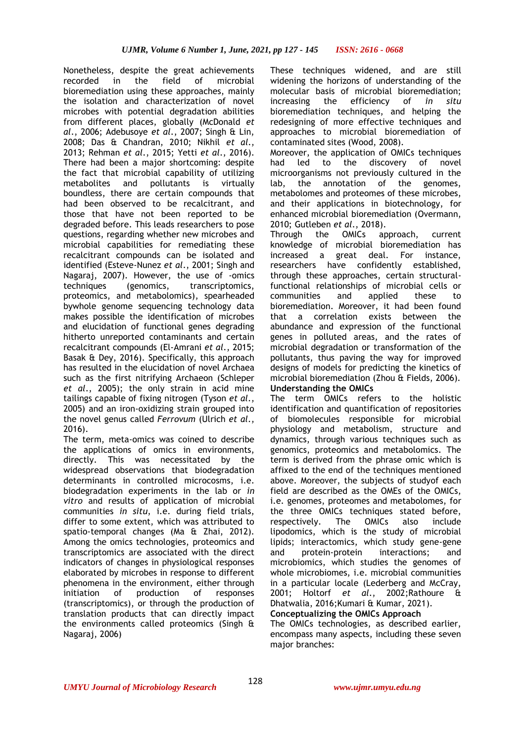Nonetheless, despite the great achievements recorded in the field of microbial bioremediation using these approaches, mainly the isolation and characterization of novel microbes with potential degradation abilities from different places, globally (McDonald *et al*., 2006; Adebusoye *et al*., 2007; Singh & Lin, 2008; Das & Chandran, 2010; Nikhil *et al*., 2013; Rehman *et al*., 2015; Yetti *et al*., 2016). There had been a major shortcoming: despite the fact that microbial capability of utilizing metabolites and pollutants is virtually boundless, there are certain compounds that had been observed to be recalcitrant, and those that have not been reported to be degraded before. This leads researchers to pose questions, regarding whether new microbes and microbial capabilities for remediating these recalcitrant compounds can be isolated and identified (Esteve-Nunez *et al*., 2001; Singh and Nagaraj, 2007). However, the use of -omics techniques (genomics, transcriptomics, proteomics, and metabolomics), spearheaded bywhole genome sequencing technology data makes possible the identification of microbes and elucidation of functional genes degrading hitherto unreported contaminants and certain recalcitrant compounds (El-Amrani *et al*., 2015; Basak & Dey, 2016). Specifically, this approach has resulted in the elucidation of novel Archaea such as the first nitrifying Archaeon (Schleper *et al*., 2005); the only strain in acid mine tailings capable of fixing nitrogen (Tyson *et al*., 2005) and an iron-oxidizing strain grouped into the novel genus called *Ferrovum* (Ulrich *et al*., 2016).

The term, meta-omics was coined to describe the applications of omics in environments, directly. This was necessitated by the widespread observations that biodegradation determinants in controlled microcosms, i.e. biodegradation experiments in the lab or *in vitro* and results of application of microbial communities *in situ*, i.e. during field trials, differ to some extent, which was attributed to spatio-temporal changes (Ma & Zhai, 2012). Among the omics technologies, proteomics and transcriptomics are associated with the direct indicators of changes in physiological responses elaborated by microbes in response to different phenomena in the environment, either through initiation of production of responses (transcriptomics), or through the production of translation products that can directly impact the environments called proteomics (Singh & Nagaraj, 2006)

These techniques widened, and are still widening the horizons of understanding of the molecular basis of microbial bioremediation; increasing the efficiency of *in situ* bioremediation techniques, and helping the redesigning of more effective techniques and approaches to microbial bioremediation of contaminated sites (Wood, 2008).

Moreover, the application of OMICs techniques had led to the discovery of novel microorganisms not previously cultured in the lab, the annotation of the genomes, metabolomes and proteomes of these microbes, and their applications in biotechnology, for enhanced microbial bioremediation (Overmann, 2010; Gutleben *et al*., 2018).

Through the OMICs approach, current knowledge of microbial bioremediation has increased a great deal. For instance, researchers have confidently established, through these approaches, certain structural-functional relationships of microbial cells or communities and applied these to bioremediation. Moreover, it had been found that a correlation exists between the abundance and expression of the functional genes in polluted areas, and the rates of microbial degradation or transformation of the pollutants, thus paving the way for improved designs of models for predicting the kinetics of microbial bioremediation (Zhou & Fields, 2006).

**Understanding the OMICs**

The term OMICs refers to the holistic identification and quantification of repositories of biomolecules responsible for microbial physiology and metabolism, structure and dynamics, through various techniques such as genomics, proteomics and metabolomics. The term is derived from the phrase omic which is affixed to the end of the techniques mentioned above. Moreover, the subjects of studyof each field are described as the OMEs of the OMICs, i.e. genomes, proteomes and metabolomes, for the three OMICs techniques stated before, respectively. The OMICs also include lipodomics, which is the study of microbial lipids; interactomics, which study gene-gene and protein-protein interactions; and microbiomics, which studies the genomes of whole microbiomes, i.e. microbial communities in a particular locale (Lederberg and McCray, 2001; Holtorf *et al*., 2002;Rathoure & Dhatwalia, 2016;Kumari & Kumar, 2021).

**Conceptualizing the OMICs Approach**

The OMICs technologies, as described earlier, encompass many aspects, including these seven major branches: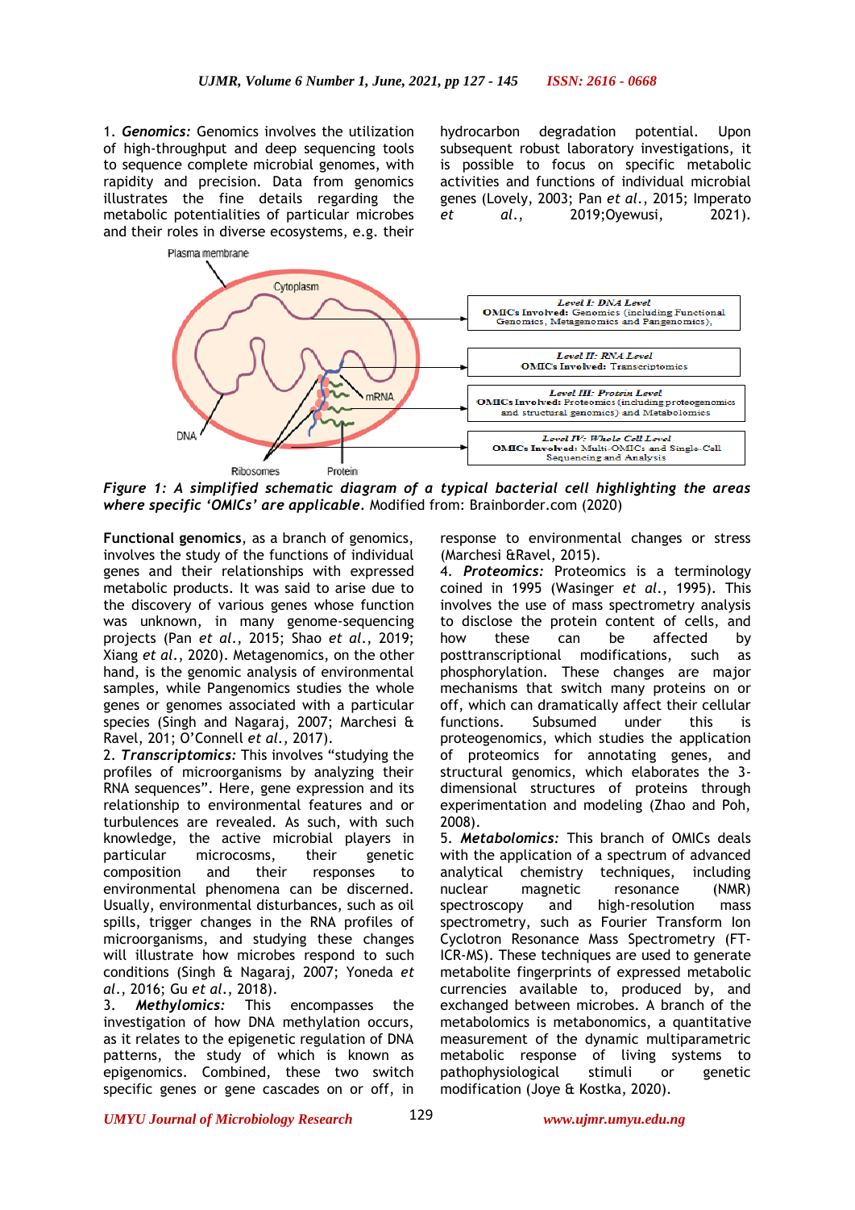1. ***Genomics:*** Genomics involves the utilization of high-throughput and deep sequencing tools to sequence complete microbial genomes, with rapidity and precision. Data from genomics illustrates the fine details regarding the metabolic potentialities of particular microbes and their roles in diverse ecosystems, e.g. their hydrocarbon degradation potential. Upon subsequent robust laboratory investigations, it is possible to focus on specific metabolic activities and functions of individual microbial genes (Lovely, 2003; Pan *et al.*, 2015; Imperato *et al.*, 2019;Oyewusi, 2021).

***Figure 1: A simplified schematic diagram of a typical bacterial cell highlighting the areas where specific 'OMICs' are applicable.*** Modified from: Brainborder.com (2020)

**Functional genomics**, as a branch of genomics, involves the study of the functions of individual genes and their relationships with expressed metabolic products. It was said to arise due to the discovery of various genes whose function was unknown, in many genome-sequencing projects (Pan *et al.*, 2015; Shao *et al.*, 2019; Xiang *et al.*, 2020). Metagenomics, on the other hand, is the genomic analysis of environmental samples, while Pangenomics studies the whole genes or genomes associated with a particular species (Singh and Nagaraj, 2007; Marchesi & Ravel, 201; O'Connell *et al.*, 2017).

2. ***Transcriptomics:*** This involves "studying the profiles of microorganisms by analyzing their RNA sequences". Here, gene expression and its relationship to environmental features and or turbulences are revealed. As such, with such knowledge, the active microbial players in particular microcosms, their genetic composition and their responses to environmental phenomena can be discerned. Usually, environmental disturbances, such as oil spills, trigger changes in the RNA profiles of microorganisms, and studying these changes will illustrate how microbes respond to such conditions (Singh & Nagaraj, 2007; Yoneda *et al.*, 2016; Gu *et al.*, 2018).

3. ***Methylomics:*** This encompasses the investigation of how DNA methylation occurs, as it relates to the epigenetic regulation of DNA patterns, the study of which is known as epigenomics. Combined, these two switch specific genes or gene cascades on or off, in response to environmental changes or stress (Marchesi &Ravel, 2015).

4. ***Proteomics:*** Proteomics is a terminology coined in 1995 (Wasinger *et al.*, 1995). This involves the use of mass spectrometry analysis to disclose the protein content of cells, and how these can be affected by posttranscriptional modifications, such as phosphorylation. These changes are major mechanisms that switch many proteins on or off, which can dramatically affect their cellular functions. Subsumed under this is proteogenomics, which studies the application of proteomics for annotating genes, and structural genomics, which elaborates the 3-dimensional structures of proteins through experimentation and modeling (Zhao and Poh, 2008).

5. ***Metabolomics:*** This branch of OMICs deals with the application of a spectrum of advanced analytical chemistry techniques, including nuclear magnetic resonance (NMR) spectroscopy and high-resolution mass spectrometry, such as Fourier Transform Ion Cyclotron Resonance Mass Spectrometry (FT-ICR-MS). These techniques are used to generate metabolite fingerprints of expressed metabolic currencies available to, produced by, and exchanged between microbes. A branch of the metabolomics is metabonomics, a quantitative measurement of the dynamic multiparametric metabolic response of living systems to pathophysiological stimuli or genetic modification (Joye & Kostka, 2020).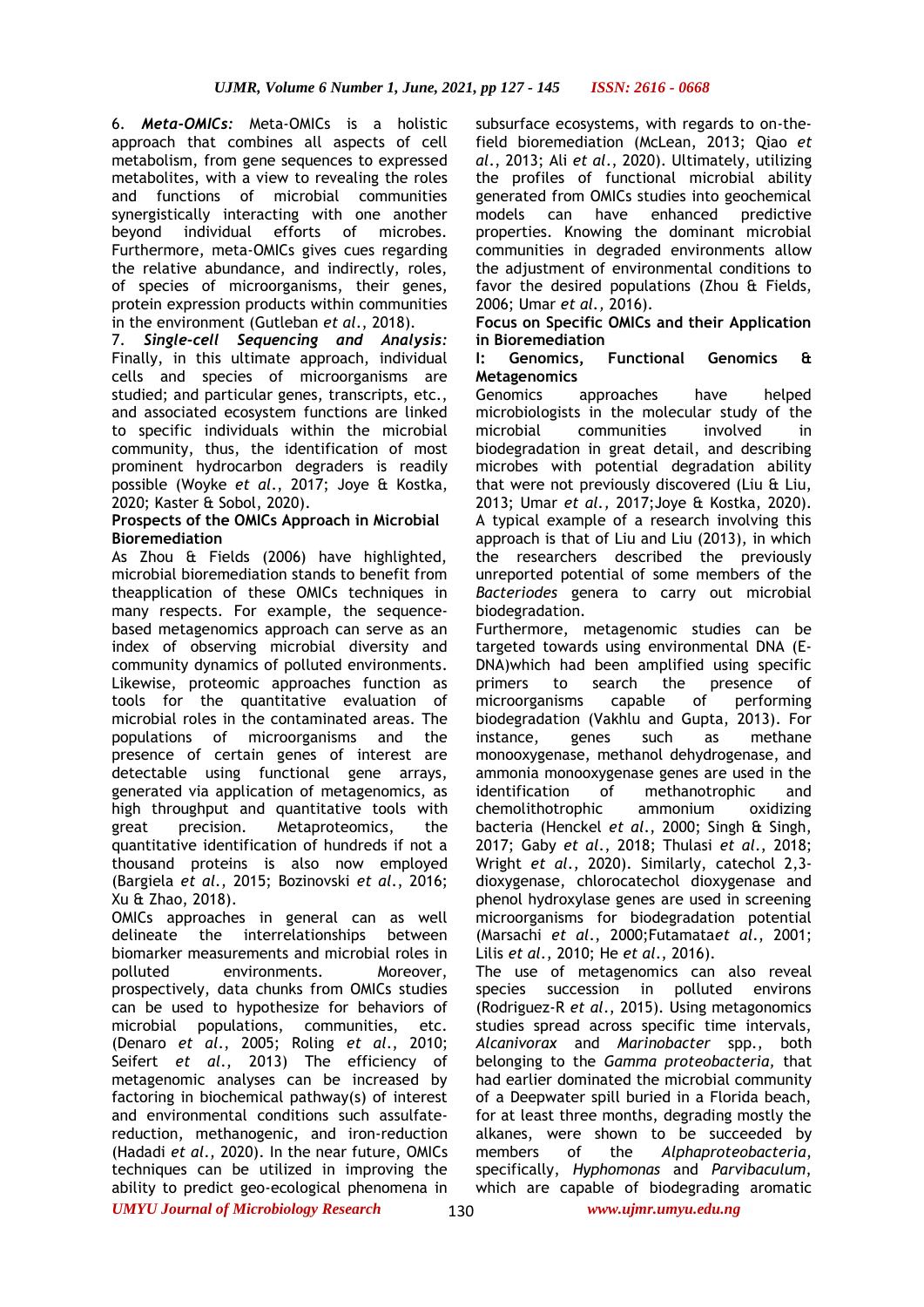6. ***Meta-OMICs:*** Meta-OMICs is a holistic approach that combines all aspects of cell metabolism, from gene sequences to expressed metabolites, with a view to revealing the roles and functions of microbial communities synergistically interacting with one another beyond individual efforts of microbes. Furthermore, meta-OMICs gives cues regarding the relative abundance, and indirectly, roles, of species of microorganisms, their genes, protein expression products within communities in the environment (Gutleban *et al*., 2018).

7. ***Single-cell Sequencing and Analysis:*** Finally, in this ultimate approach, individual cells and species of microorganisms are studied; and particular genes, transcripts, etc., and associated ecosystem functions are linked to specific individuals within the microbial community, thus, the identification of most prominent hydrocarbon degraders is readily possible (Woyke *et al*., 2017; Joye & Kostka, 2020; Kaster & Sobol, 2020).

**Prospects of the OMICs Approach in Microbial Bioremediation**

As Zhou & Fields (2006) have highlighted, microbial bioremediation stands to benefit from theapplication of these OMICs techniques in many respects. For example, the sequence-based metagenomics approach can serve as an index of observing microbial diversity and community dynamics of polluted environments. Likewise, proteomic approaches function as tools for the quantitative evaluation of microbial roles in the contaminated areas. The populations of microorganisms and the presence of certain genes of interest are detectable using functional gene arrays, generated via application of metagenomics, as high throughput and quantitative tools with great precision. Metaproteomics, the quantitative identification of hundreds if not a thousand proteins is also now employed (Bargiela *et al*., 2015; Bozinovski *et al*., 2016; Xu & Zhao, 2018).

OMICs approaches in general can as well delineate the interrelationships between biomarker measurements and microbial roles in polluted environments. Moreover, prospectively, data chunks from OMICs studies can be used to hypothesize for behaviors of microbial populations, communities, etc. (Denaro *et al*., 2005; Roling *et al*., 2010; Seifert *et al*., 2013) The efficiency of metagenomic analyses can be increased by factoring in biochemical pathway(s) of interest and environmental conditions such assulfate-reduction, methanogenic, and iron-reduction (Hadadi *et al*., 2020). In the near future, OMICs techniques can be utilized in improving the ability to predict geo-ecological phenomena in subsurface ecosystems, with regards to on-the-field bioremediation (McLean, 2013; Qiao *et al*., 2013; Ali *et al*., 2020). Ultimately, utilizing the profiles of functional microbial ability generated from OMICs studies into geochemical models can have enhanced predictive properties. Knowing the dominant microbial communities in degraded environments allow the adjustment of environmental conditions to favor the desired populations (Zhou & Fields, 2006; Umar *et al.,* 2016).

**Focus on Specific OMICs and their Application in Bioremediation**

**I: Genomics, Functional Genomics & Metagenomics**

Genomics approaches have helped microbiologists in the molecular study of the microbial communities involved in biodegradation in great detail, and describing microbes with potential degradation ability that were not previously discovered (Liu & Liu, 2013; Umar *et al.,* 2017;Joye & Kostka, 2020). A typical example of a research involving this approach is that of Liu and Liu (2013), in which the researchers described the previously unreported potential of some members of the *Bacteriodes* genera to carry out microbial biodegradation.

Furthermore, metagenomic studies can be targeted towards using environmental DNA (E-DNA)which had been amplified using specific primers to search the presence of microorganisms capable of performing biodegradation (Vakhlu and Gupta, 2013). For instance, genes such as methane monooxygenase, methanol dehydrogenase, and ammonia monooxygenase genes are used in the identification of methanotrophic and chemolithotrophic ammonium oxidizing bacteria (Henckel *et al*., 2000; Singh & Singh, 2017; Gaby *et al*., 2018; Thulasi *et al*., 2018; Wright *et al*., 2020). Similarly, catechol 2,3-dioxygenase, chlorocatechol dioxygenase and phenol hydroxylase genes are used in screening microorganisms for biodegradation potential (Marsachi *et al*., 2000;Futamata*et al*., 2001; Lilis *et al*., 2010; He *et al*., 2016).

The use of metagenomics can also reveal species succession in polluted environs (Rodriguez-R *et al*., 2015). Using metagonomics studies spread across specific time intervals, *Alcanivorax* and *Marinobacter* spp., both belonging to the *Gamma proteobacteria,* that had earlier dominated the microbial community of a Deepwater spill buried in a Florida beach, for at least three months, degrading mostly the alkanes, were shown to be succeeded by members of the *Alphaproteobacteria*, specifically, *Hyphomonas* and *Parvibaculum*, which are capable of biodegrading aromatic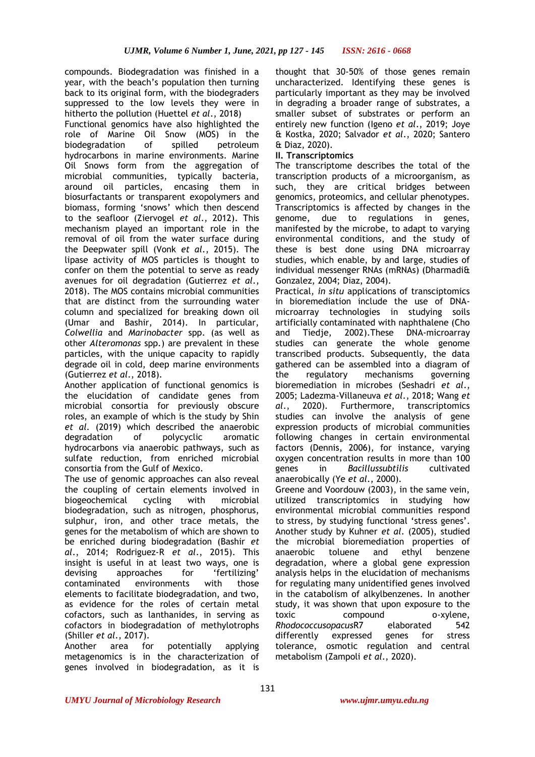compounds. Biodegradation was finished in a year, with the beach's population then turning back to its original form, with the biodegraders suppressed to the low levels they were in hitherto the pollution (Huettel *et al*., 2018)

Functional genomics have also highlighted the role of Marine Oil Snow (MOS) in the biodegradation of spilled petroleum hydrocarbons in marine environments. Marine Oil Snows form from the aggregation of microbial communities, typically bacteria, around oil particles, encasing them in biosurfactants or transparent exopolymers and biomass, forming 'snows' which then descend to the seafloor (Ziervogel *et al*., 2012). This mechanism played an important role in the removal of oil from the water surface during the Deepwater spill (Vonk *et al*., 2015). The lipase activity of MOS particles is thought to confer on them the potential to serve as ready avenues for oil degradation (Gutierrez *et al*., 2018). The MOS contains microbial communities that are distinct from the surrounding water column and specialized for breaking down oil (Umar and Bashir, 2014). In particular, *Colwellia* and *Marinobacter* spp. (as well as other *Alteromonas* spp.) are prevalent in these particles, with the unique capacity to rapidly degrade oil in cold, deep marine environments (Gutierrez *et al*., 2018).

Another application of functional genomics is the elucidation of candidate genes from microbial consortia for previously obscure roles, an example of which is the study by Shin *et al*. (2019) which described the anaerobic degradation of polycyclic aromatic hydrocarbons via anaerobic pathways, such as sulfate reduction, from enriched microbial consortia from the Gulf of Mexico.

The use of genomic approaches can also reveal the coupling of certain elements involved in biogeochemical cycling with microbial biodegradation, such as nitrogen, phosphorus, sulphur, iron, and other trace metals, the genes for the metabolism of which are shown to be enriched during biodegradation (Bashir *et al*., 2014; Rodriguez-R *et al*., 2015). This insight is useful in at least two ways, one is devising approaches for 'fertilizing' contaminated environments with those elements to facilitate biodegradation, and two, as evidence for the roles of certain metal cofactors, such as lanthanides, in serving as cofactors in biodegradation of methylotrophs (Shiller *et al*., 2017).

Another area for potentially applying metagenomics is in the characterization of genes involved in biodegradation, as it is thought that 30-50% of those genes remain uncharacterized. Identifying these genes is particularly important as they may be involved in degrading a broader range of substrates, a smaller subset of substrates or perform an entirely new function (Igeno *et al*., 2019; Joye & Kostka, 2020; Salvador *et al*., 2020; Santero & Diaz, 2020).

**II. Transcriptomics**

The transcriptome describes the total of the transcription products of a microorganism, as such, they are critical bridges between genomics, proteomics, and cellular phenotypes. Transcriptomics is affected by changes in the genome, due to regulations in genes, manifested by the microbe, to adapt to varying environmental conditions, and the study of these is best done using DNA microarray studies, which enable, by and large, studies of individual messenger RNAs (mRNAs) (Dharmadi& Gonzalez, 2004; Diaz, 2004).

Practical, *in situ* applications of transciptomics in bioremediation include the use of DNA-microarray technologies in studying soils artificially contaminated with naphthalene (Cho and Tiedje, 2002).These DNA-microarray studies can generate the whole genome transcribed products. Subsequently, the data gathered can be assembled into a diagram of the regulatory mechanisms governing bioremediation in microbes (Seshadri *et al*., 2005; Ladezma-Villaneuva *et al*., 2018; Wang *et al*., 2020). Furthermore, transcriptomics studies can involve the analysis of gene expression products of microbial communities following changes in certain environmental factors (Dennis, 2006), for instance, varying oxygen concentration results in more than 100 genes in *Bacillussubtilis* cultivated anaerobically (Ye *et al*., 2000).

Greene and Voordouw (2003), in the same vein, utilized transcriptomics in studying how environmental microbial communities respond to stress, by studying functional 'stress genes'. Another study by Kuhner *et al*. (2005), studied the microbial bioremediation properties of anaerobic toluene and ethyl benzene degradation, where a global gene expression analysis helps in the elucidation of mechanisms for regulating many unidentified genes involved in the catabolism of alkylbenzenes. In another study, it was shown that upon exposure to the toxic compound o-xylene, *Rhodococcusopacus*R7 elaborated 542 differently expressed genes for stress tolerance, osmotic regulation and central metabolism (Zampoli *et al*., 2020).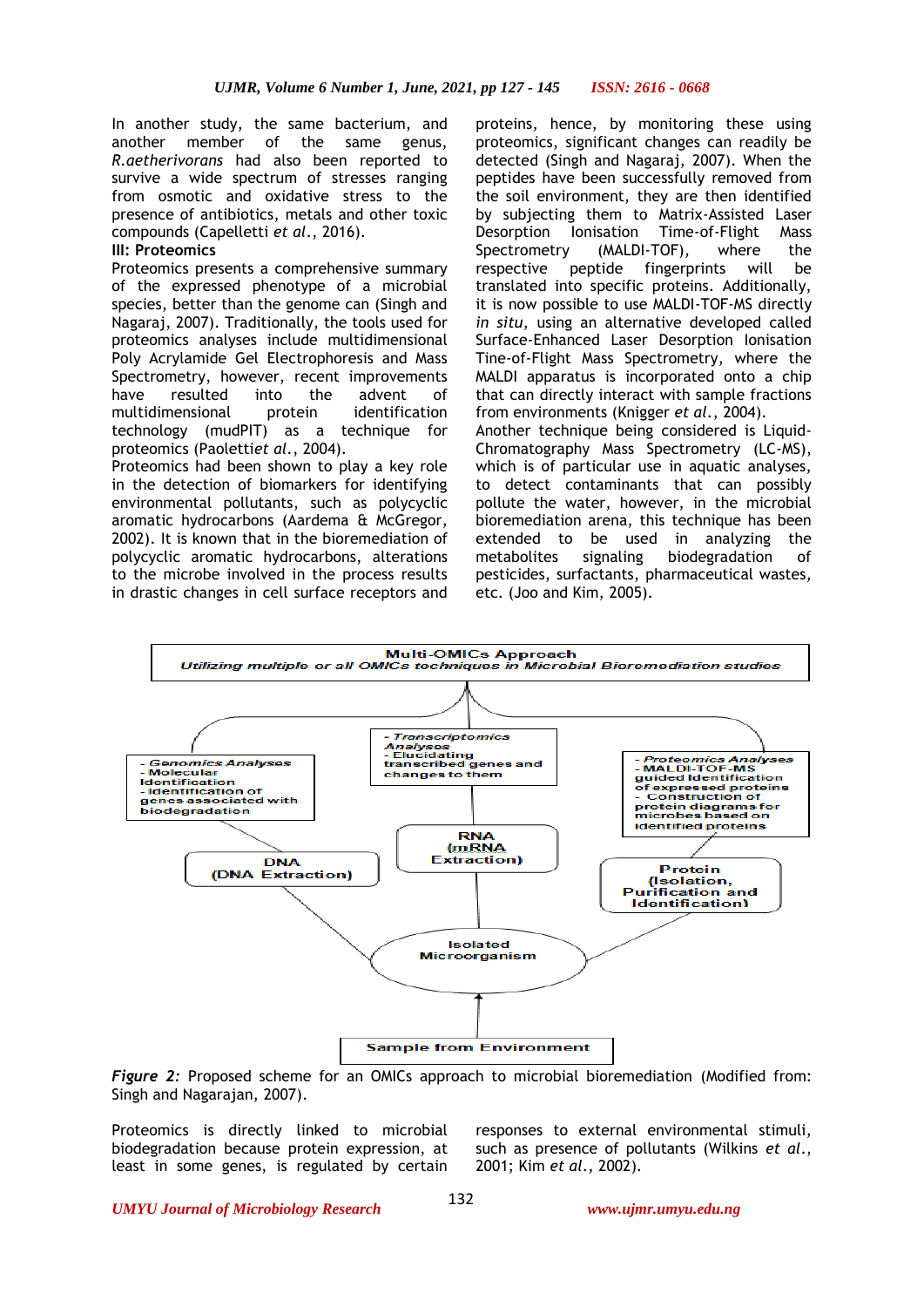In another study, the same bacterium, and another member of the same genus, *R.aetherivorans* had also been reported to survive a wide spectrum of stresses ranging from osmotic and oxidative stress to the presence of antibiotics, metals and other toxic compounds (Capelletti *et al*., 2016).

**III: Proteomics**

Proteomics presents a comprehensive summary of the expressed phenotype of a microbial species, better than the genome can (Singh and Nagaraj, 2007). Traditionally, the tools used for proteomics analyses include multidimensional Poly Acrylamide Gel Electrophoresis and Mass Spectrometry, however, recent improvements have resulted into the advent of multidimensional protein identification technology (mudPIT) as a technique for proteomics (Paolettiet *al*., 2004).

Proteomics had been shown to play a key role in the detection of biomarkers for identifying environmental pollutants, such as polycyclic aromatic hydrocarbons (Aardema & McGregor, 2002). It is known that in the bioremediation of polycyclic aromatic hydrocarbons, alterations to the microbe involved in the process results in drastic changes in cell surface receptors and proteins, hence, by monitoring these using proteomics, significant changes can readily be detected (Singh and Nagaraj, 2007). When the peptides have been successfully removed from the soil environment, they are then identified by subjecting them to Matrix-Assisted Laser Desorption Ionisation Time-of-Flight Mass Spectrometry (MALDI-TOF), where the respective peptide fingerprints will be translated into specific proteins. Additionally, it is now possible to use MALDI-TOF-MS directly *in situ*, using an alternative developed called Surface-Enhanced Laser Desorption Ionisation Tine-of-Flight Mass Spectrometry, where the MALDI apparatus is incorporated onto a chip that can directly interact with sample fractions from environments (Knigger *et al*., 2004).

Another technique being considered is Liquid-Chromatography Mass Spectrometry (LC-MS), which is of particular use in aquatic analyses, to detect contaminants that can possibly pollute the water, however, in the microbial bioremediation arena, this technique has been extended to be used in analyzing the metabolites signaling biodegradation of pesticides, surfactants, pharmaceutical wastes, etc. (Joo and Kim, 2005).

*Figure 2:* Proposed scheme for an OMICs approach to microbial bioremediation (Modified from: Singh and Nagarajan, 2007).

Proteomics is directly linked to microbial biodegradation because protein expression, at least in some genes, is regulated by certain responses to external environmental stimuli, such as presence of pollutants (Wilkins *et al*., 2001; Kim *et al*., 2002).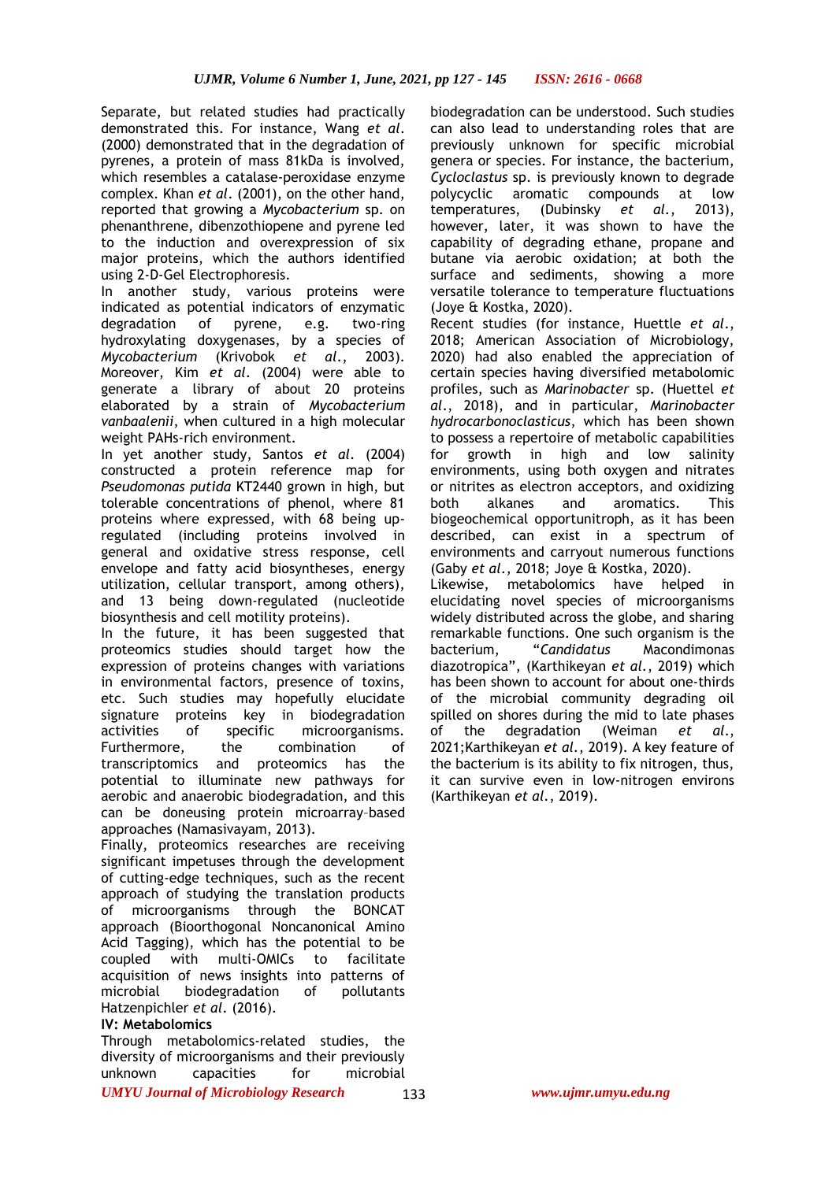Separate, but related studies had practically demonstrated this. For instance, Wang *et al.* (2000) demonstrated that in the degradation of pyrenes, a protein of mass 81kDa is involved, which resembles a catalase-peroxidase enzyme complex. Khan *et al.* (2001), on the other hand, reported that growing a *Mycobacterium* sp. on phenanthrene, dibenzothiopene and pyrene led to the induction and overexpression of six major proteins, which the authors identified using 2-D-Gel Electrophoresis.

In another study, various proteins were indicated as potential indicators of enzymatic degradation of pyrene, e.g. two-ring hydroxylating doxygenases, by a species of *Mycobacterium* (Krivobok *et al.*, 2003). Moreover, Kim *et al.* (2004) were able to generate a library of about 20 proteins elaborated by a strain of *Mycobacterium vanbaalenii,* when cultured in a high molecular weight PAHs-rich environment.

In yet another study, Santos *et al.* (2004) constructed a protein reference map for *Pseudomonas putida* KT2440 grown in high, but tolerable concentrations of phenol, where 81 proteins where expressed, with 68 being up-regulated (including proteins involved in general and oxidative stress response, cell envelope and fatty acid biosyntheses, energy utilization, cellular transport, among others), and 13 being down-regulated (nucleotide biosynthesis and cell motility proteins).

In the future, it has been suggested that proteomics studies should target how the expression of proteins changes with variations in environmental factors, presence of toxins, etc. Such studies may hopefully elucidate signature proteins key in biodegradation activities of specific microorganisms. Furthermore, the combination of transcriptomics and proteomics has the potential to illuminate new pathways for aerobic and anaerobic biodegradation, and this can be doneusing protein microarray–based approaches (Namasivayam, 2013).

Finally, proteomics researches are receiving significant impetuses through the development of cutting-edge techniques, such as the recent approach of studying the translation products of microorganisms through the BONCAT approach (Bioorthogonal Noncanonical Amino Acid Tagging), which has the potential to be coupled with multi-OMICs to facilitate acquisition of news insights into patterns of microbial biodegradation of pollutants Hatzenpichler *et al.* (2016).

**IV: Metabolomics**

Through metabolomics-related studies, the diversity of microorganisms and their previously unknown capacities for microbial biodegradation can be understood. Such studies can also lead to understanding roles that are previously unknown for specific microbial genera or species. For instance, the bacterium, *Cycloclastus* sp. is previously known to degrade polycyclic aromatic compounds at low temperatures, (Dubinsky *et al.*, 2013), however, later, it was shown to have the capability of degrading ethane, propane and butane via aerobic oxidation; at both the surface and sediments, showing a more versatile tolerance to temperature fluctuations (Joye & Kostka, 2020).

Recent studies (for instance, Huettle *et al.*, 2018; American Association of Microbiology, 2020) had also enabled the appreciation of certain species having diversified metabolomic profiles, such as *Marinobacter* sp. (Huettel *et al.*, 2018), and in particular, *Marinobacter hydrocarbonoclasticus*, which has been shown to possess a repertoire of metabolic capabilities for growth in high and low salinity environments, using both oxygen and nitrates or nitrites as electron acceptors, and oxidizing both alkanes and aromatics. This biogeochemical opportunitroph, as it has been described, can exist in a spectrum of environments and carryout numerous functions (Gaby *et al.*, 2018; Joye & Kostka, 2020).

Likewise, metabolomics have helped in elucidating novel species of microorganisms widely distributed across the globe, and sharing remarkable functions. One such organism is the bacterium, "*Candidatus* Macondimonas diazotropica", (Karthikeyan *et al.*, 2019) which has been shown to account for about one-thirds of the microbial community degrading oil spilled on shores during the mid to late phases of the degradation (Weiman *et al.*, 2021;Karthikeyan *et al.*, 2019). A key feature of the bacterium is its ability to fix nitrogen, thus, it can survive even in low-nitrogen environs (Karthikeyan *et al.*, 2019).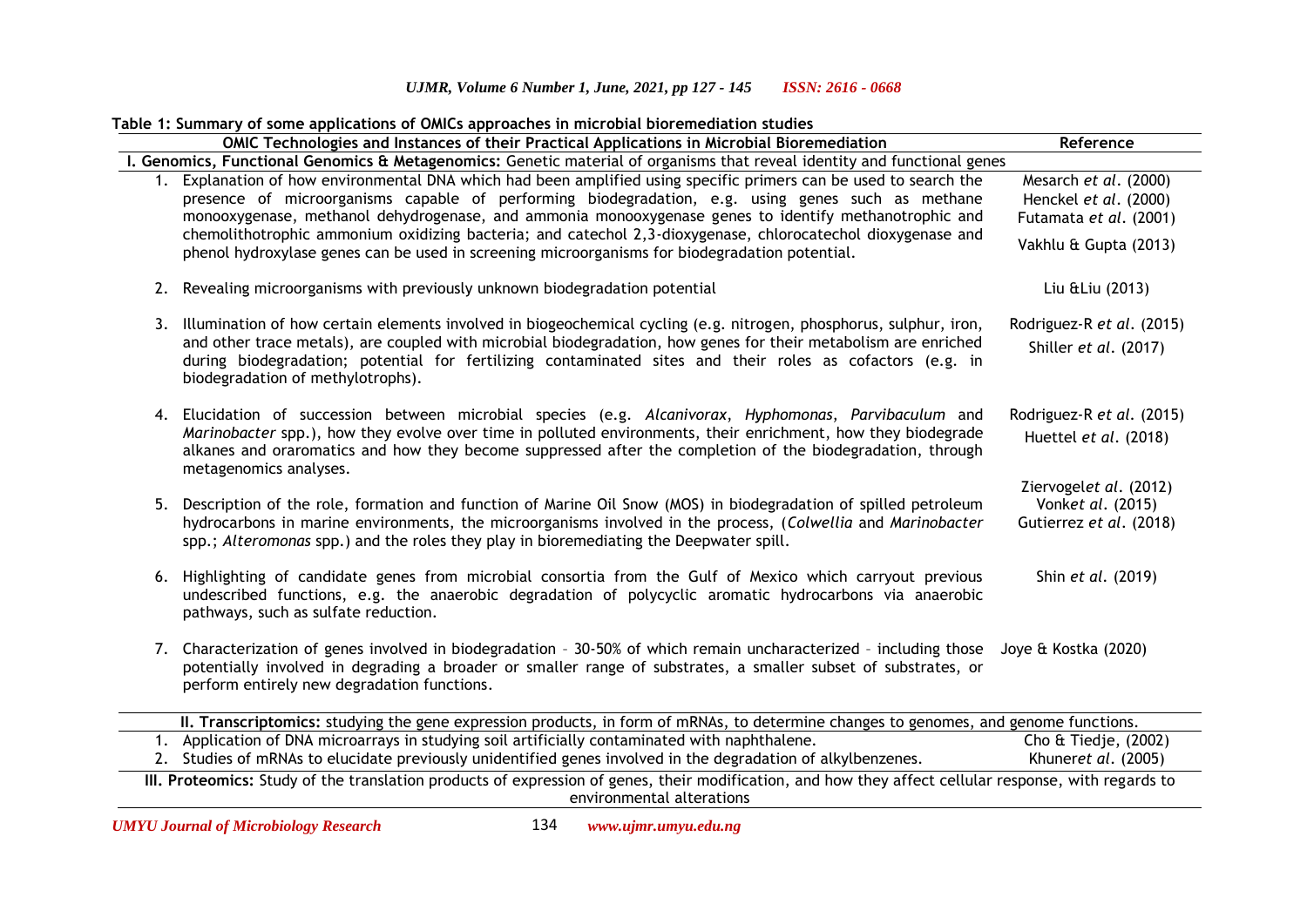**Table 1: Summary of some applications of OMICs approaches in microbial bioremediation studies**

| OMIC Technologies and Instances of their Practical Applications in Microbial Bioremediation | Reference |
|---|---|
| **I. Genomics, Functional Genomics & Metagenomics:** Genetic material of organisms that reveal identity and functional genes | |
| 1. Explanation of how environmental DNA which had been amplified using specific primers can be used to search the presence of microorganisms capable of performing biodegradation, e.g. using genes such as methane monooxygenase, methanol dehydrogenase, and ammonia monooxygenase genes to identify methanotrophic and chemolithotrophic ammonium oxidizing bacteria; and catechol 2,3-dioxygenase, chlorocatechol dioxygenase and phenol hydroxylase genes can be used in screening microorganisms for biodegradation potential. | Mesarch *et al.* (2000) Henckel *et al.* (2000) Futamata *et al.* (2001) Vakhlu & Gupta (2013) |
| 2. Revealing microorganisms with previously unknown biodegradation potential | Liu &Liu (2013) |
| 3. Illumination of how certain elements involved in biogeochemical cycling (e.g. nitrogen, phosphorus, sulphur, iron, and other trace metals), are coupled with microbial biodegradation, how genes for their metabolism are enriched during biodegradation; potential for fertilizing contaminated sites and their roles as cofactors (e.g. in biodegradation of methylotrophs). | Rodriguez-R *et al.* (2015) Shiller *et al.* (2017) |
| 4. Elucidation of succession between microbial species (e.g. *Alcanivorax*, *Hyphomonas*, *Parvibaculum* and *Marinobacter* spp.), how they evolve over time in polluted environments, their enrichment, how they biodegrade alkanes and oraromatics and how they become suppressed after the completion of the biodegradation, through metagenomics analyses. | Rodriguez-R *et al.* (2015) Huettel *et al.* (2018) |
| 5. Description of the role, formation and function of Marine Oil Snow (MOS) in biodegradation of spilled petroleum hydrocarbons in marine environments, the microorganisms involved in the process, (*Colwellia* and *Marinobacter* spp.; *Alteromonas* spp.) and the roles they play in bioremediating the Deepwater spill. | Ziervogel*et al.* (2012) Vonk*et al.* (2015) Gutierrez *et al.* (2018) |
| 6. Highlighting of candidate genes from microbial consortia from the Gulf of Mexico which carryout previous undescribed functions, e.g. the anaerobic degradation of polycyclic aromatic hydrocarbons via anaerobic pathways, such as sulfate reduction. | Shin *et al.* (2019) |
| 7. Characterization of genes involved in biodegradation – 30-50% of which remain uncharacterized – including those potentially involved in degrading a broader or smaller range of substrates, a smaller subset of substrates, or perform entirely new degradation functions. | Joye & Kostka (2020) |
| **II. Transcriptomics:** studying the gene expression products, in form of mRNAs, to determine changes to genomes, and genome functions. | |
| 1. Application of DNA microarrays in studying soil artificially contaminated with naphthalene. | Cho & Tiedje, (2002) |
| 2. Studies of mRNAs to elucidate previously unidentified genes involved in the degradation of alkylbenzenes. | Khuner*et al.* (2005) |
| **III. Proteomics:** Study of the translation products of expression of genes, their modification, and how they affect cellular response, with regards to environmental alterations | |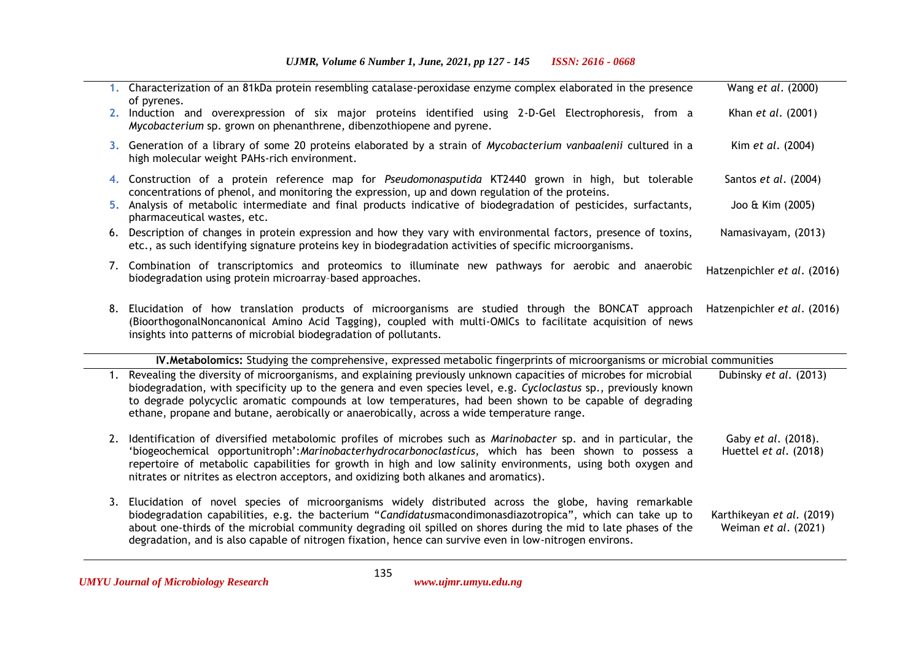| | |
|---|---|
| 1. Characterization of an 81kDa protein resembling catalase-peroxidase enzyme complex elaborated in the presence of pyrenes. | Wang *et al*. (2000) |
| 2. Induction and overexpression of six major proteins identified using 2-D-Gel Electrophoresis, from a *Mycobacterium* sp. grown on phenanthrene, dibenzothiopene and pyrene. | Khan *et al*. (2001) |
| 3. Generation of a library of some 20 proteins elaborated by a strain of *Mycobacterium vanbaalenii* cultured in a high molecular weight PAHs-rich environment. | Kim *et al*. (2004) |
| 4. Construction of a protein reference map for *Pseudomonasputida* KT2440 grown in high, but tolerable concentrations of phenol, and monitoring the expression, up and down regulation of the proteins. | Santos *et al*. (2004) |
| 5. Analysis of metabolic intermediate and final products indicative of biodegradation of pesticides, surfactants, pharmaceutical wastes, etc. | Joo & Kim (2005) |
| 6. Description of changes in protein expression and how they vary with environmental factors, presence of toxins, etc., as such identifying signature proteins key in biodegradation activities of specific microorganisms. | Namasivayam, (2013) |
| 7. Combination of transcriptomics and proteomics to illuminate new pathways for aerobic and anaerobic biodegradation using protein microarray–based approaches. | Hatzenpichler *et al*. (2016) |
| 8. Elucidation of how translation products of microorganisms are studied through the BONCAT approach (BioorthogonalNoncanonical Amino Acid Tagging), coupled with multi-OMICs to facilitate acquisition of news insights into patterns of microbial biodegradation of pollutants. | Hatzenpichler *et al*. (2016) |
| **IV.Metabolomics:** Studying the comprehensive, expressed metabolic fingerprints of microorganisms or microbial communities | |
| 1. Revealing the diversity of microorganisms, and explaining previously unknown capacities of microbes for microbial biodegradation, with specificity up to the genera and even species level, e.g. *Cycloclastus* sp., previously known to degrade polycyclic aromatic compounds at low temperatures, had been shown to be capable of degrading ethane, propane and butane, aerobically or anaerobically, across a wide temperature range. | Dubinsky *et al*. (2013) |
| 2. Identification of diversified metabolomic profiles of microbes such as *Marinobacter* sp. and in particular, the 'biogeochemical opportunitroph':*Marinobacterhydrocarbonoclasticus*, which has been shown to possess a repertoire of metabolic capabilities for growth in high and low salinity environments, using both oxygen and nitrates or nitrites as electron acceptors, and oxidizing both alkanes and aromatics). | Gaby *et al*. (2018). Huettel *et al*. (2018) |
| 3. Elucidation of novel species of microorganisms widely distributed across the globe, having remarkable biodegradation capabilities, e.g. the bacterium "*Candidatus*macondimonasdiazotropica", which can take up to about one-thirds of the microbial community degrading oil spilled on shores during the mid to late phases of the degradation, and is also capable of nitrogen fixation, hence can survive even in low-nitrogen environs. | Karthikeyan *et al*. (2019) Weiman *et al*. (2021) |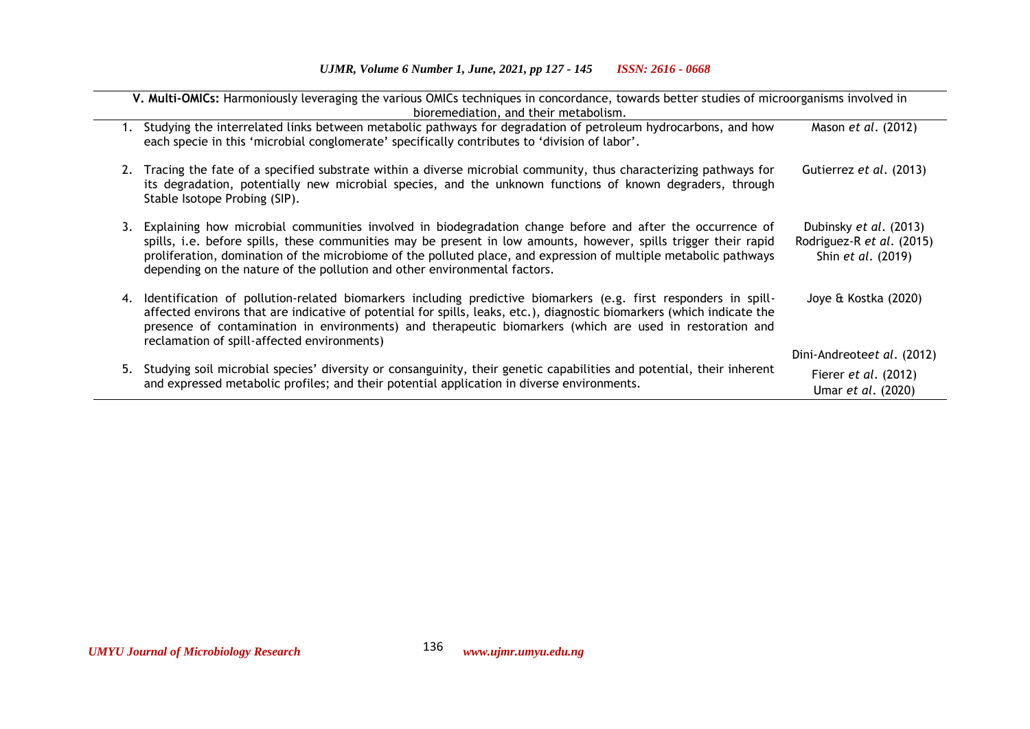| **V. Multi-OMICs:** Harmoniously leveraging the various OMICs techniques in concordance, towards better studies of microorganisms involved in bioremediation, and their metabolism. | |
|---|---|
| 1. Studying the interrelated links between metabolic pathways for degradation of petroleum hydrocarbons, and how each specie in this 'microbial conglomerate' specifically contributes to 'division of labor'. | Mason *et al*. (2012) |
| 2. Tracing the fate of a specified substrate within a diverse microbial community, thus characterizing pathways for its degradation, potentially new microbial species, and the unknown functions of known degraders, through Stable Isotope Probing (SIP). | Gutierrez *et al*. (2013) |
| 3. Explaining how microbial communities involved in biodegradation change before and after the occurrence of spills, i.e. before spills, these communities may be present in low amounts, however, spills trigger their rapid proliferation, domination of the microbiome of the polluted place, and expression of multiple metabolic pathways depending on the nature of the pollution and other environmental factors. | Dubinsky *et al*. (2013) Rodriguez-R *et al*. (2015) Shin *et al*. (2019) |
| 4. Identification of pollution-related biomarkers including predictive biomarkers (e.g. first responders in spill-affected environs that are indicative of potential for spills, leaks, etc.), diagnostic biomarkers (which indicate the presence of contamination in environments) and therapeutic biomarkers (which are used in restoration and reclamation of spill-affected environments) | Joye & Kostka (2020) |
| 5. Studying soil microbial species' diversity or consanguinity, their genetic capabilities and potential, their inherent and expressed metabolic profiles; and their potential application in diverse environments. | Dini-Andreote*et al*. (2012) Fierer *et al*. (2012) Umar *et al*. (2020) |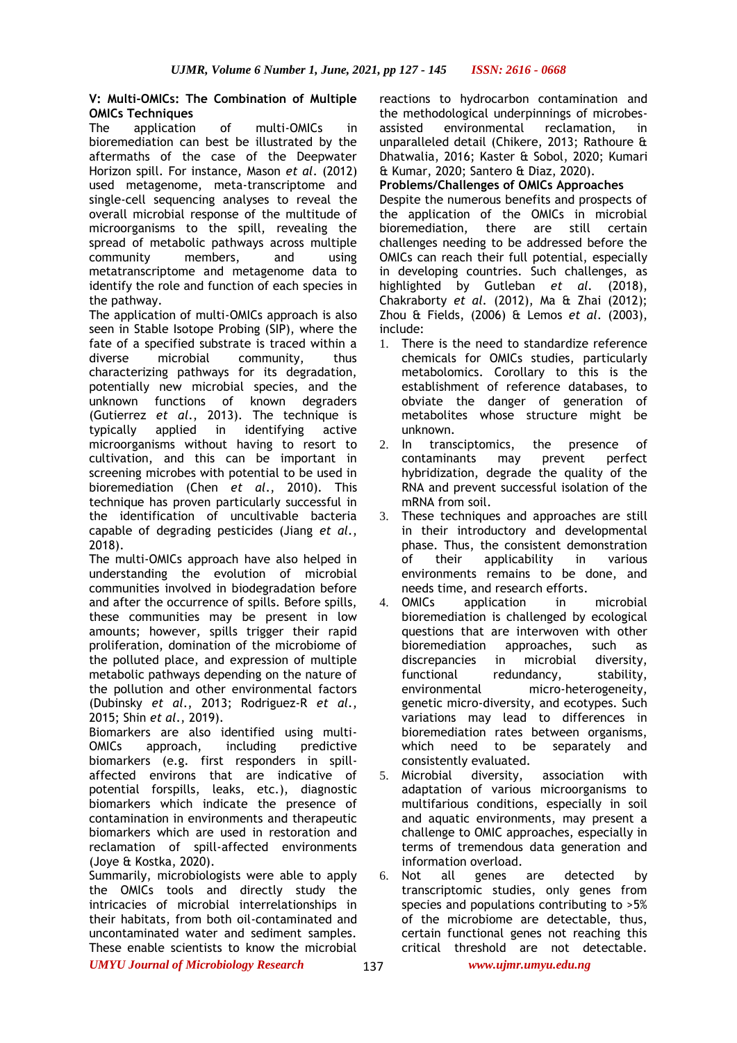### V: Multi-OMICs: The Combination of Multiple OMICs Techniques

The application of multi-OMICs in bioremediation can best be illustrated by the aftermaths of the case of the Deepwater Horizon spill. For instance, Mason *et al*. (2012) used metagenome, meta-transcriptome and single-cell sequencing analyses to reveal the overall microbial response of the multitude of microorganisms to the spill, revealing the spread of metabolic pathways across multiple community members, and using metatranscriptome and metagenome data to identify the role and function of each species in the pathway.

The application of multi-OMICs approach is also seen in Stable Isotope Probing (SIP), where the fate of a specified substrate is traced within a diverse microbial community, thus characterizing pathways for its degradation, potentially new microbial species, and the unknown functions of known degraders (Gutierrez *et al*., 2013). The technique is typically applied in identifying active microorganisms without having to resort to cultivation, and this can be important in screening microbes with potential to be used in bioremediation (Chen *et al*., 2010). This technique has proven particularly successful in the identification of uncultivable bacteria capable of degrading pesticides (Jiang *et al*., 2018).

The multi-OMICs approach have also helped in understanding the evolution of microbial communities involved in biodegradation before and after the occurrence of spills. Before spills, these communities may be present in low amounts; however, spills trigger their rapid proliferation, domination of the microbiome of the polluted place, and expression of multiple metabolic pathways depending on the nature of the pollution and other environmental factors (Dubinsky *et al*., 2013; Rodriguez-R *et al*., 2015; Shin *et al*., 2019).

Biomarkers are also identified using multi-OMICs approach, including predictive biomarkers (e.g. first responders in spill-affected environs that are indicative of potential forspills, leaks, etc.), diagnostic biomarkers which indicate the presence of contamination in environments and therapeutic biomarkers which are used in restoration and reclamation of spill-affected environments (Joye & Kostka, 2020).

Summarily, microbiologists were able to apply the OMICs tools and directly study the intricacies of microbial interrelationships in their habitats, from both oil-contaminated and uncontaminated water and sediment samples. These enable scientists to know the microbial reactions to hydrocarbon contamination and the methodological underpinnings of microbes-assisted environmental reclamation, in unparalleled detail (Chikere, 2013; Rathoure & Dhatwalia, 2016; Kaster & Sobol, 2020; Kumari & Kumar, 2020; Santero & Diaz, 2020).

**Problems/Challenges of OMICs Approaches**

Despite the numerous benefits and prospects of the application of the OMICs in microbial bioremediation, there are still certain challenges needing to be addressed before the OMICs can reach their full potential, especially in developing countries. Such challenges, as highlighted by Gutleban *et al*. (2018), Chakraborty *et al*. (2012), Ma & Zhai (2012); Zhou & Fields, (2006) & Lemos *et al*. (2003), include:

1. There is the need to standardize reference chemicals for OMICs studies, particularly metabolomics. Corollary to this is the establishment of reference databases, to obviate the danger of generation of metabolites whose structure might be unknown.
2. In transciptomics, the presence of contaminants may prevent perfect hybridization, degrade the quality of the RNA and prevent successful isolation of the mRNA from soil.
3. These techniques and approaches are still in their introductory and developmental phase. Thus, the consistent demonstration of their applicability in various environments remains to be done, and needs time, and research efforts.
4. OMICs application in microbial bioremediation is challenged by ecological questions that are interwoven with other bioremediation approaches, such as discrepancies in microbial diversity, functional redundancy, stability, environmental micro-heterogeneity, genetic micro-diversity, and ecotypes. Such variations may lead to differences in bioremediation rates between organisms, which need to be separately and consistently evaluated.
5. Microbial diversity, association with adaptation of various microorganisms to multifarious conditions, especially in soil and aquatic environments, may present a challenge to OMIC approaches, especially in terms of tremendous data generation and information overload.
6. Not all genes are detected by transcriptomic studies, only genes from species and populations contributing to >5% of the microbiome are detectable, thus, certain functional genes not reaching this critical threshold are not detectable.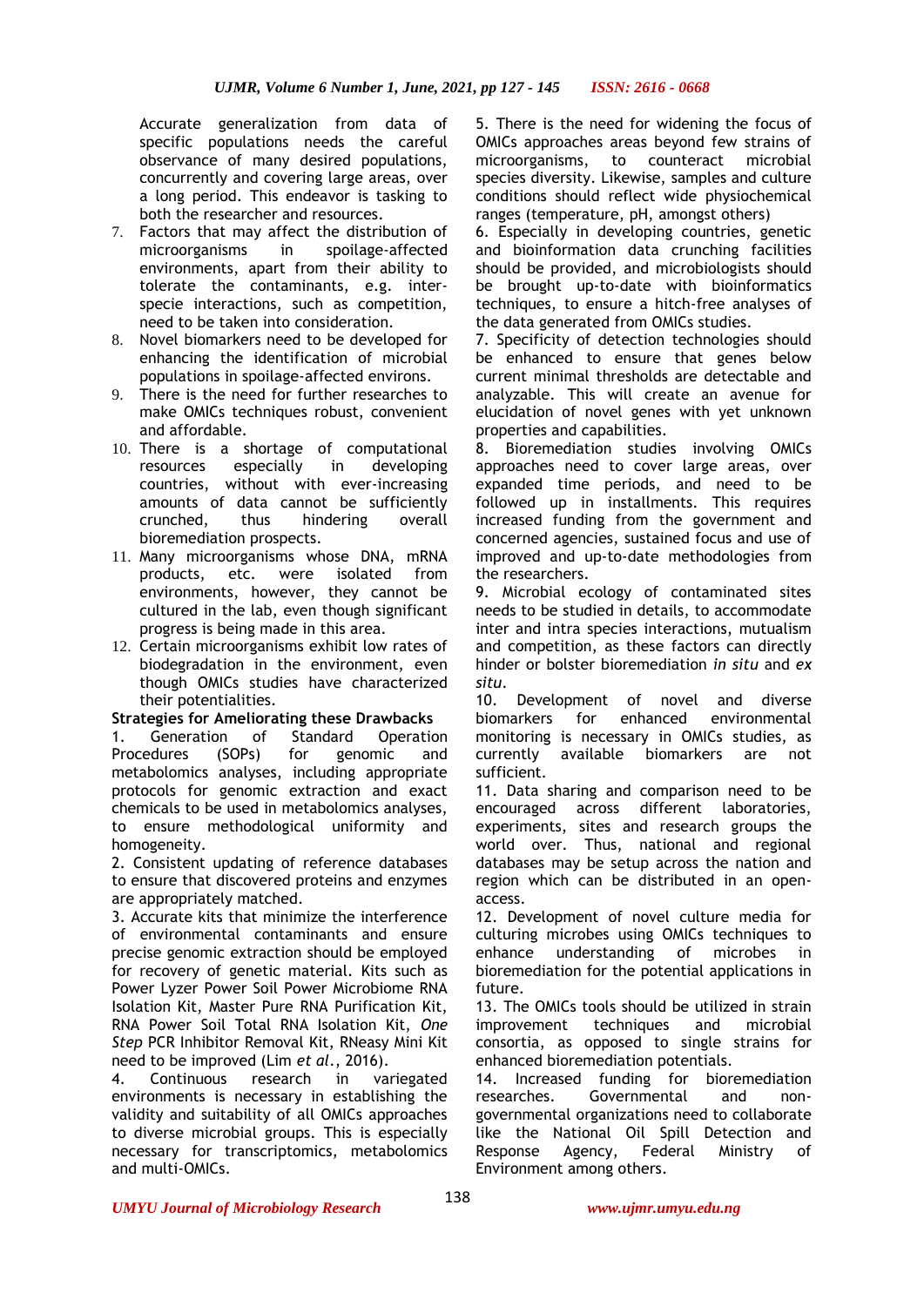Accurate generalization from data of specific populations needs the careful observance of many desired populations, concurrently and covering large areas, over a long period. This endeavor is tasking to both the researcher and resources.

7. Factors that may affect the distribution of microorganisms in spoilage-affected environments, apart from their ability to tolerate the contaminants, e.g. inter-specie interactions, such as competition, need to be taken into consideration.
8. Novel biomarkers need to be developed for enhancing the identification of microbial populations in spoilage-affected environs.
9. There is the need for further researches to make OMICs techniques robust, convenient and affordable.
10. There is a shortage of computational resources especially in developing countries, without with ever-increasing amounts of data cannot be sufficiently crunched, thus hindering overall bioremediation prospects.
11. Many microorganisms whose DNA, mRNA products, etc. were isolated from environments, however, they cannot be cultured in the lab, even though significant progress is being made in this area.
12. Certain microorganisms exhibit low rates of biodegradation in the environment, even though OMICs studies have characterized their potentialities.

**Strategies for Ameliorating these Drawbacks**

1. Generation of Standard Operation Procedures (SOPs) for genomic and metabolomics analyses, including appropriate protocols for genomic extraction and exact chemicals to be used in metabolomics analyses, to ensure methodological uniformity and homogeneity.
2. Consistent updating of reference databases to ensure that discovered proteins and enzymes are appropriately matched.
3. Accurate kits that minimize the interference of environmental contaminants and ensure precise genomic extraction should be employed for recovery of genetic material. Kits such as Power Lyzer Power Soil Power Microbiome RNA Isolation Kit, Master Pure RNA Purification Kit, RNA Power Soil Total RNA Isolation Kit, *One Step* PCR Inhibitor Removal Kit, RNeasy Mini Kit need to be improved (Lim *et al.*, 2016).
4. Continuous research in variegated environments is necessary in establishing the validity and suitability of all OMICs approaches to diverse microbial groups. This is especially necessary for transcriptomics, metabolomics and multi-OMICs.
5. There is the need for widening the focus of OMICs approaches areas beyond few strains of microorganisms, to counteract microbial species diversity. Likewise, samples and culture conditions should reflect wide physiochemical ranges (temperature, pH, amongst others)
6. Especially in developing countries, genetic and bioinformation data crunching facilities should be provided, and microbiologists should be brought up-to-date with bioinformatics techniques, to ensure a hitch-free analyses of the data generated from OMICs studies.
7. Specificity of detection technologies should be enhanced to ensure that genes below current minimal thresholds are detectable and analyzable. This will create an avenue for elucidation of novel genes with yet unknown properties and capabilities.
8. Bioremediation studies involving OMICs approaches need to cover large areas, over expanded time periods, and need to be followed up in installments. This requires increased funding from the government and concerned agencies, sustained focus and use of improved and up-to-date methodologies from the researchers.
9. Microbial ecology of contaminated sites needs to be studied in details, to accommodate inter and intra species interactions, mutualism and competition, as these factors can directly hinder or bolster bioremediation *in situ* and *ex situ*.
10. Development of novel and diverse biomarkers for enhanced environmental monitoring is necessary in OMICs studies, as currently available biomarkers are not sufficient.
11. Data sharing and comparison need to be encouraged across different laboratories, experiments, sites and research groups the world over. Thus, national and regional databases may be setup across the nation and region which can be distributed in an open-access.
12. Development of novel culture media for culturing microbes using OMICs techniques to enhance understanding of microbes in bioremediation for the potential applications in future.
13. The OMICs tools should be utilized in strain improvement techniques and microbial consortia, as opposed to single strains for enhanced bioremediation potentials.
14. Increased funding for bioremediation researches. Governmental and non-governmental organizations need to collaborate like the National Oil Spill Detection and Response Agency, Federal Ministry of Environment among others.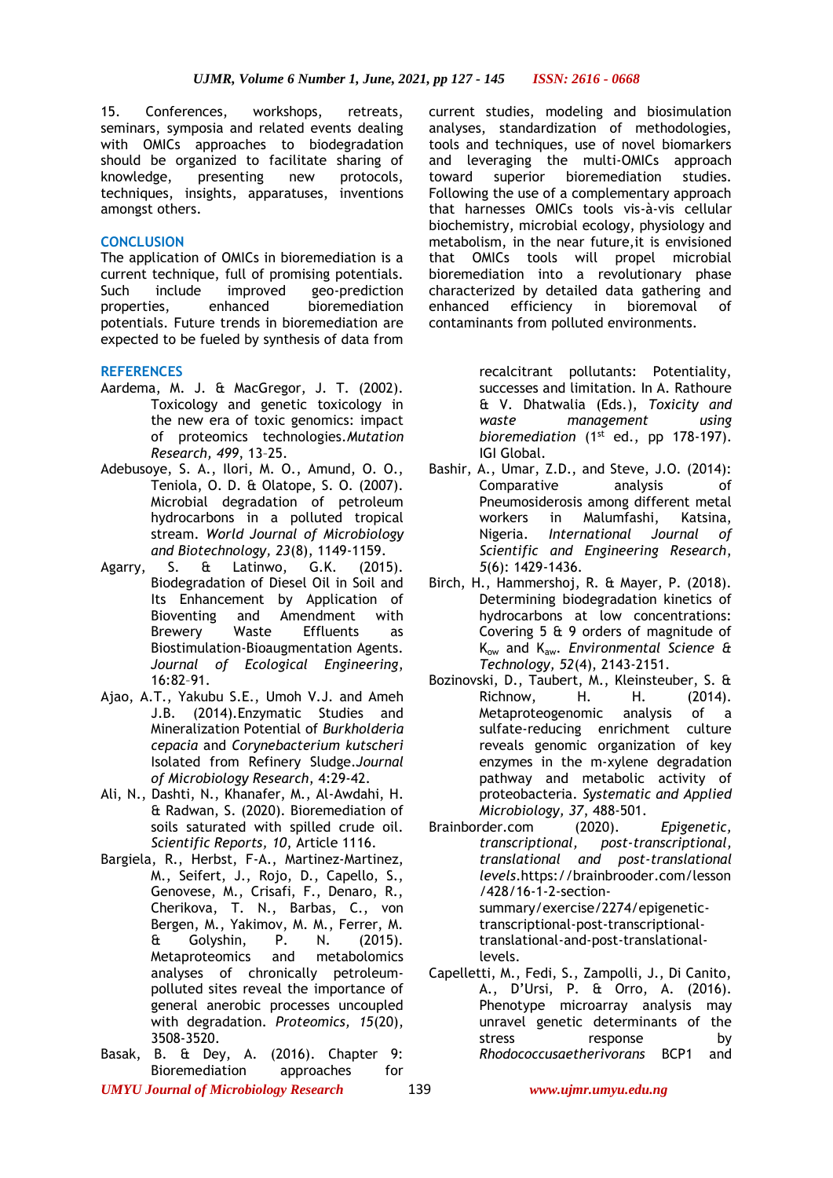15. Conferences, workshops, retreats, seminars, symposia and related events dealing with OMICs approaches to biodegradation should be organized to facilitate sharing of knowledge, presenting new protocols, techniques, insights, apparatuses, inventions amongst others.

## CONCLUSION

The application of OMICs in bioremediation is a current technique, full of promising potentials. Such include improved geo-prediction properties, enhanced bioremediation potentials. Future trends in bioremediation are expected to be fueled by synthesis of data from current studies, modeling and biosimulation analyses, standardization of methodologies, tools and techniques, use of novel biomarkers and leveraging the multi-OMICs approach toward superior bioremediation studies. Following the use of a complementary approach that harnesses OMICs tools vis-à-vis cellular biochemistry, microbial ecology, physiology and metabolism, in the near future,it is envisioned that OMICs tools will propel microbial bioremediation into a revolutionary phase characterized by detailed data gathering and enhanced efficiency in bioremoval of contaminants from polluted environments.

## REFERENCES

Aardema, M. J. & MacGregor, J. T. (2002). Toxicology and genetic toxicology in the new era of toxic genomics: impact of proteomics technologies.*Mutation Research, 499*, 13–25.

Adebusoye, S. A., Ilori, M. O., Amund, O. O., Teniola, O. D. & Olatope, S. O. (2007). Microbial degradation of petroleum hydrocarbons in a polluted tropical stream. *World Journal of Microbiology and Biotechnology, 23*(8), 1149-1159.

Agarry, S. & Latinwo, G.K. (2015). Biodegradation of Diesel Oil in Soil and Its Enhancement by Application of Bioventing and Amendment with Brewery Waste Effluents as Biostimulation-Bioaugmentation Agents. *Journal of Ecological Engineering*, 16:82–91.

Ajao, A.T., Yakubu S.E., Umoh V.J. and Ameh J.B. (2014).Enzymatic Studies and Mineralization Potential of *Burkholderia cepacia* and *Corynebacterium kutscheri* Isolated from Refinery Sludge.*Journal of Microbiology Research*, 4:29-42.

Ali, N., Dashti, N., Khanafer, M., Al-Awdahi, H. & Radwan, S. (2020). Bioremediation of soils saturated with spilled crude oil. *Scientific Reports, 10*, Article 1116.

Bargiela, R., Herbst, F-A., Martinez-Martinez, M., Seifert, J., Rojo, D., Capello, S., Genovese, M., Crisafi, F., Denaro, R., Cherikova, T. N., Barbas, C., von Bergen, M., Yakimov, M. M., Ferrer, M. & Golyshin, P. N. (2015). Metaproteomics and metabolomics analyses of chronically petroleum-polluted sites reveal the importance of general anerobic processes uncoupled with degradation. *Proteomics, 15*(20), 3508-3520.

Basak, B. & Dey, A. (2016). Chapter 9: Bioremediation approaches for recalcitrant pollutants: Potentiality, successes and limitation. In A. Rathoure & V. Dhatwalia (Eds.), *Toxicity and waste management using bioremediation* (1st ed., pp 178-197). IGI Global.

Bashir, A., Umar, Z.D., and Steve, J.O. (2014): Comparative analysis of Pneumosiderosis among different metal workers in Malumfashi, Katsina, Nigeria. *International Journal of Scientific and Engineering Research*, *5*(6): 1429-1436.

Birch, H., Hammershoj, R. & Mayer, P. (2018). Determining biodegradation kinetics of hydrocarbons at low concentrations: Covering 5 & 9 orders of magnitude of $K_{ow}$ and $K_{aw}$. *Environmental Science & Technology, 52*(4), 2143-2151.

Bozinovski, D., Taubert, M., Kleinsteuber, S. & Richnow, H. H. (2014). Metaproteogenomic analysis of a sulfate-reducing enrichment culture reveals genomic organization of key enzymes in the m-xylene degradation pathway and metabolic activity of proteobacteria. *Systematic and Applied Microbiology, 37*, 488-501.

Brainborder.com (2020). *Epigenetic, transcriptional, post-transcriptional, translational and post-translational levels*.https://brainbrooder.com/lesson/428/16-1-2-section-summary/exercise/2274/epigenetic-transcriptional-post-transcriptional-translational-and-post-translational-levels.

Capelletti, M., Fedi, S., Zampolli, J., Di Canito, A., D'Ursi, P. & Orro, A. (2016). Phenotype microarray analysis may unravel genetic determinants of the stress response by *Rhodococcusaetherivorans* BCP1 and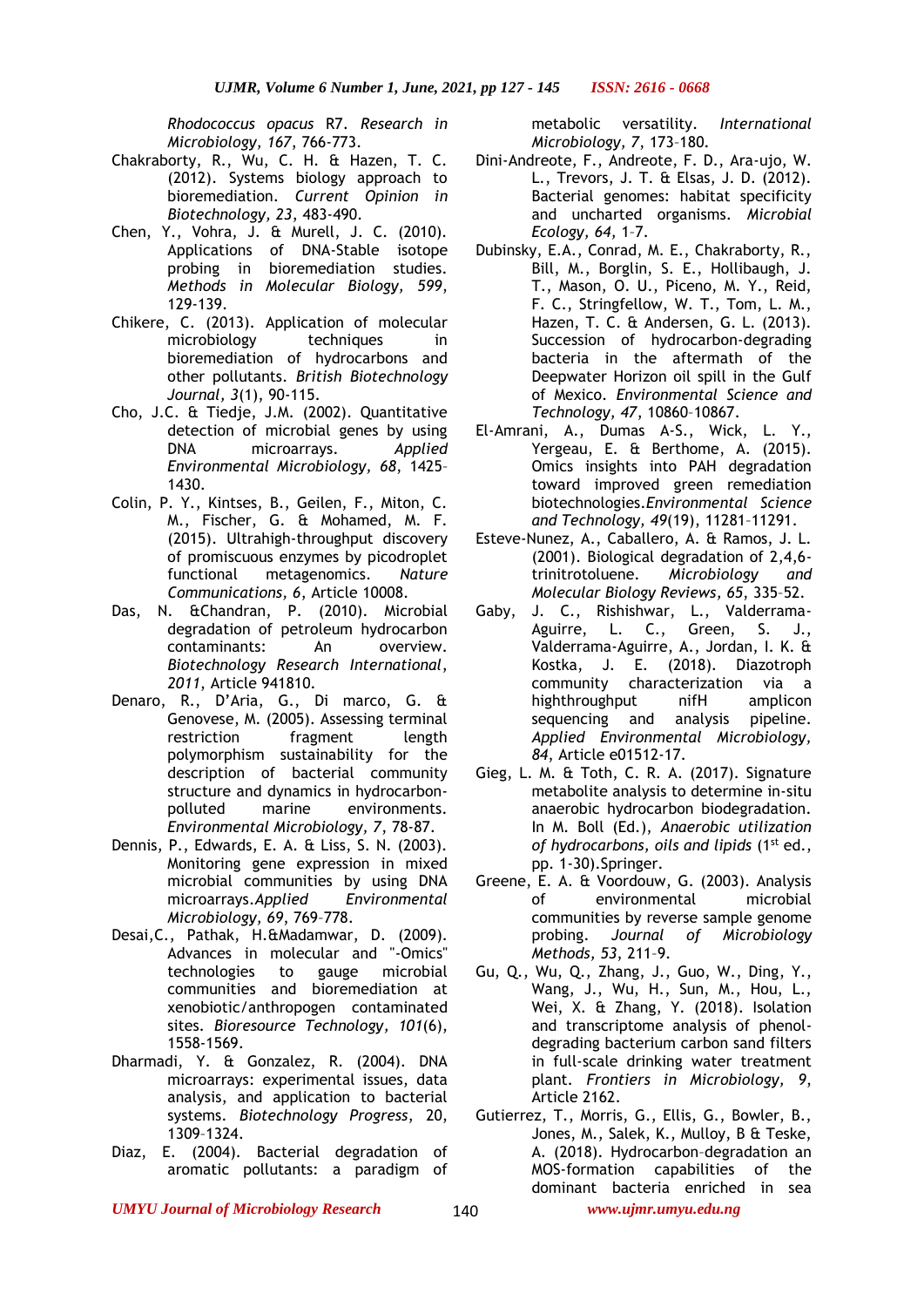*Rhodococcus opacus* R7. *Research in Microbiology, 167*, 766-773.

Chakraborty, R., Wu, C. H. & Hazen, T. C. (2012). Systems biology approach to bioremediation. *Current Opinion in Biotechnology, 23*, 483-490.

Chen, Y., Vohra, J. & Murell, J. C. (2010). Applications of DNA-Stable isotope probing in bioremediation studies. *Methods in Molecular Biology, 599*, 129-139.

Chikere, C. (2013). Application of molecular microbiology techniques in bioremediation of hydrocarbons and other pollutants. *British Biotechnology Journal, 3*(1), 90-115.

Cho, J.C. & Tiedje, J.M. (2002). Quantitative detection of microbial genes by using DNA microarrays. *Applied Environmental Microbiology, 68*, 1425–1430.

Colin, P. Y., Kintses, B., Geilen, F., Miton, C. M., Fischer, G. & Mohamed, M. F. (2015). Ultrahigh-throughput discovery of promiscuous enzymes by picodroplet functional metagenomics. *Nature Communications, 6*, Article 10008.

Das, N. &Chandran, P. (2010). Microbial degradation of petroleum hydrocarbon contaminants: An overview. *Biotechnology Research International*, *2011*, Article 941810.

Denaro, R., D'Aria, G., Di marco, G. & Genovese, M. (2005). Assessing terminal restriction fragment length polymorphism sustainability for the description of bacterial community structure and dynamics in hydrocarbon-polluted marine environments. *Environmental Microbiology, 7*, 78-87.

Dennis, P., Edwards, E. A. & Liss, S. N. (2003). Monitoring gene expression in mixed microbial communities by using DNA microarrays.*Applied Environmental Microbiology, 69*, 769–778.

Desai,C., Pathak, H.&Madamwar, D. (2009). Advances in molecular and "-Omics" technologies to gauge microbial communities and bioremediation at xenobiotic/anthropogen contaminated sites. *Bioresource Technology, 101*(6), 1558-1569.

Dharmadi, Y. & Gonzalez, R. (2004). DNA microarrays: experimental issues, data analysis, and application to bacterial systems. *Biotechnology Progress*, 20, 1309–1324.

Diaz, E. (2004). Bacterial degradation of aromatic pollutants: a paradigm of metabolic versatility. *International Microbiology, 7*, 173–180.

Dini-Andreote, F., Andreote, F. D., Ara-ujo, W. L., Trevors, J. T. & Elsas, J. D. (2012). Bacterial genomes: habitat specificity and uncharted organisms. *Microbial Ecology, 64,* 1–7.

Dubinsky, E.A., Conrad, M. E., Chakraborty, R., Bill, M., Borglin, S. E., Hollibaugh, J. T., Mason, O. U., Piceno, M. Y., Reid, F. C., Stringfellow, W. T., Tom, L. M., Hazen, T. C. & Andersen, G. L. (2013). Succession of hydrocarbon-degrading bacteria in the aftermath of the Deepwater Horizon oil spill in the Gulf of Mexico. *Environmental Science and Technology, 47*, 10860–10867.

El-Amrani, A., Dumas A-S., Wick, L. Y., Yergeau, E. & Berthome, A. (2015). Omics insights into PAH degradation toward improved green remediation biotechnologies.*Environmental Science and Technology, 49*(19), 11281–11291.

Esteve-Nunez, A., Caballero, A. & Ramos, J. L. (2001). Biological degradation of 2,4,6-trinitrotoluene. *Microbiology and Molecular Biology Reviews, 65*, 335–52.

Gaby, J. C., Rishishwar, L., Valderrama-Aguirre, L. C., Green, S. J., Valderrama-Aguirre, A., Jordan, I. K. & Kostka, J. E. (2018). Diazotroph community characterization via a highthroughput nifH amplicon sequencing and analysis pipeline. *Applied Environmental Microbiology, 84*, Article e01512-17.

Gieg, L. M. & Toth, C. R. A. (2017). Signature metabolite analysis to determine in-situ anaerobic hydrocarbon biodegradation. In M. Boll (Ed.), *Anaerobic utilization of hydrocarbons, oils and lipids* (1st ed., pp. 1-30).Springer.

Greene, E. A. & Voordouw, G. (2003). Analysis of environmental microbial communities by reverse sample genome probing. *Journal of Microbiology Methods, 53*, 211–9.

Gu, Q., Wu, Q., Zhang, J., Guo, W., Ding, Y., Wang, J., Wu, H., Sun, M., Hou, L., Wei, X. & Zhang, Y. (2018). Isolation and transcriptome analysis of phenol-degrading bacterium carbon sand filters in full-scale drinking water treatment plant. *Frontiers in Microbiology, 9*, Article 2162.

Gutierrez, T., Morris, G., Ellis, G., Bowler, B., Jones, M., Salek, K., Mulloy, B & Teske, A. (2018). Hydrocarbon–degradation an MOS-formation capabilities of the dominant bacteria enriched in sea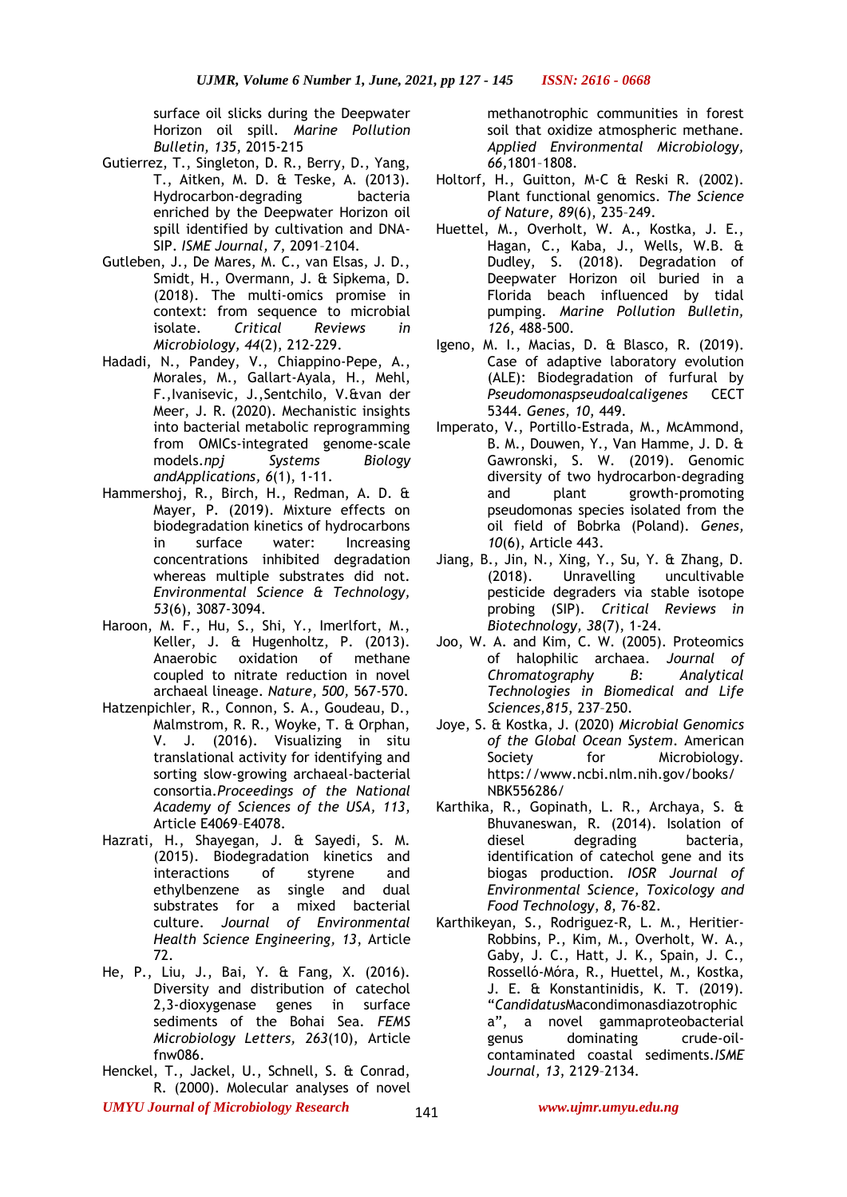surface oil slicks during the Deepwater Horizon oil spill. *Marine Pollution Bulletin, 135*, 2015-215

Gutierrez, T., Singleton, D. R., Berry, D., Yang, T., Aitken, M. D. & Teske, A. (2013). Hydrocarbon-degrading bacteria enriched by the Deepwater Horizon oil spill identified by cultivation and DNA-SIP. *ISME Journal, 7*, 2091–2104.

Gutleben, J., De Mares, M. C., van Elsas, J. D., Smidt, H., Overmann, J. & Sipkema, D. (2018). The multi-omics promise in context: from sequence to microbial isolate. *Critical Reviews in Microbiology, 44*(2), 212-229.

Hadadi, N., Pandey, V., Chiappino-Pepe, A., Morales, M., Gallart-Ayala, H., Mehl, F.,Ivanisevic, J.,Sentchilo, V.&van der Meer, J. R. (2020). Mechanistic insights into bacterial metabolic reprogramming from OMICs-integrated genome-scale models.*npj Systems Biology andApplications, 6*(1), 1-11.

Hammershoj, R., Birch, H., Redman, A. D. & Mayer, P. (2019). Mixture effects on biodegradation kinetics of hydrocarbons in surface water: Increasing concentrations inhibited degradation whereas multiple substrates did not. *Environmental Science & Technology, 53*(6), 3087-3094.

Haroon, M. F., Hu, S., Shi, Y., Imerlfort, M., Keller, J. & Hugenholtz, P. (2013). Anaerobic oxidation of methane coupled to nitrate reduction in novel archaeal lineage. *Nature, 500*, 567-570.

Hatzenpichler, R., Connon, S. A., Goudeau, D., Malmstrom, R. R., Woyke, T. & Orphan, V. J. (2016). Visualizing in situ translational activity for identifying and sorting slow-growing archaeal-bacterial consortia.*Proceedings of the National Academy of Sciences of the USA, 113*, Article E4069–E4078.

Hazrati, H., Shayegan, J. & Sayedi, S. M. (2015). Biodegradation kinetics and interactions of styrene and ethylbenzene as single and dual substrates for a mixed bacterial culture. *Journal of Environmental Health Science Engineering, 13*, Article 72.

He, P., Liu, J., Bai, Y. & Fang, X. (2016). Diversity and distribution of catechol 2,3-dioxygenase genes in surface sediments of the Bohai Sea. *FEMS Microbiology Letters, 263*(10), Article fnw086.

Henckel, T., Jackel, U., Schnell, S. & Conrad, R. (2000). Molecular analyses of novel methanotrophic communities in forest soil that oxidize atmospheric methane. *Applied Environmental Microbiology, 66*,1801–1808.

Holtorf, H., Guitton, M-C & Reski R. (2002). Plant functional genomics. *The Science of Nature, 89*(6), 235–249.

Huettel, M., Overholt, W. A., Kostka, J. E., Hagan, C., Kaba, J., Wells, W.B. & Dudley, S. (2018). Degradation of Deepwater Horizon oil buried in a Florida beach influenced by tidal pumping. *Marine Pollution Bulletin, 126*, 488-500.

Igeno, M. I., Macias, D. & Blasco, R. (2019). Case of adaptive laboratory evolution (ALE): Biodegradation of furfural by *Pseudomonaspseudoalcaligenes* CECT 5344. *Genes, 10*, 449.

Imperato, V., Portillo-Estrada, M., McAmmond, B. M., Douwen, Y., Van Hamme, J. D. & Gawronski, S. W. (2019). Genomic diversity of two hydrocarbon-degrading and plant growth-promoting pseudomonas species isolated from the oil field of Bobrka (Poland). *Genes, 10*(6), Article 443.

Jiang, B., Jin, N., Xing, Y., Su, Y. & Zhang, D. (2018). Unravelling uncultivable pesticide degraders via stable isotope probing (SIP). *Critical Reviews in Biotechnology, 38*(7), 1-24.

Joo, W. A. and Kim, C. W. (2005). Proteomics of halophilic archaea. *Journal of Chromatography B: Analytical Technologies in Biomedical and Life Sciences,815*, 237–250.

Joye, S. & Kostka, J. (2020) *Microbial Genomics of the Global Ocean System*. American Society for Microbiology. https://www.ncbi.nlm.nih.gov/books/NBK556286/

Karthika, R., Gopinath, L. R., Archaya, S. & Bhuvaneswan, R. (2014). Isolation of diesel degrading bacteria, identification of catechol gene and its biogas production. *IOSR Journal of Environmental Science, Toxicology and Food Technology, 8*, 76-82.

Karthikeyan, S., Rodriguez-R, L. M., Heritier-Robbins, P., Kim, M., Overholt, W. A., Gaby, J. C., Hatt, J. K., Spain, J. C., Rosselló-Móra, R., Huettel, M., Kostka, J. E. & Konstantinidis, K. T. (2019). "*Candidatus*Macondimonasdiazotrophica", a novel gammaproteobacterial genus dominating crude-oil-contaminated coastal sediments.*ISME Journal, 13*, 2129–2134.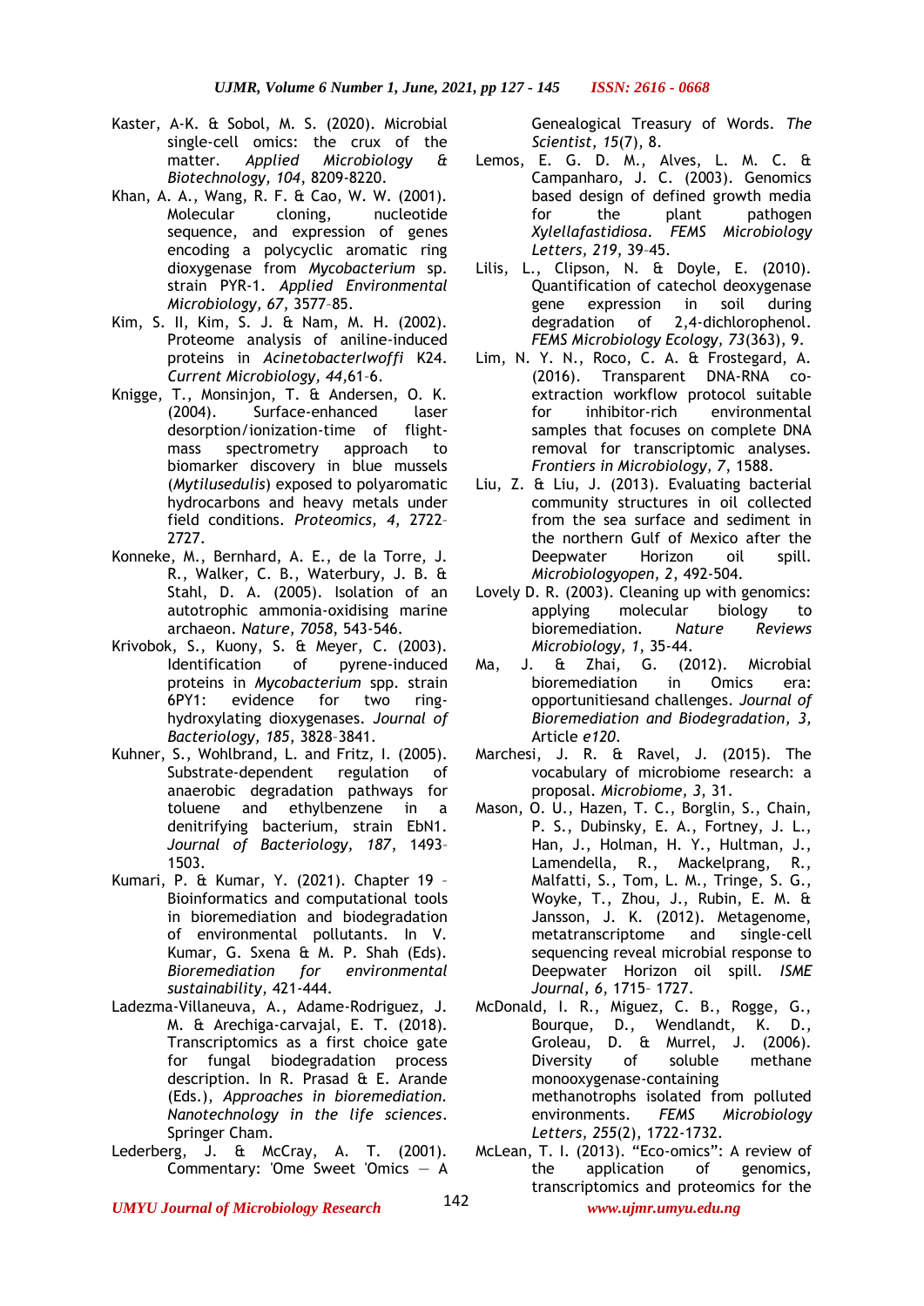Kaster, A-K. & Sobol, M. S. (2020). Microbial single-cell omics: the crux of the matter. *Applied Microbiology & Biotechnology, 104*, 8209-8220.

Khan, A. A., Wang, R. F. & Cao, W. W. (2001). Molecular cloning, nucleotide sequence, and expression of genes encoding a polycyclic aromatic ring dioxygenase from *Mycobacterium* sp. strain PYR-1. *Applied Environmental Microbiology, 67*, 3577–85.

Kim, S. II, Kim, S. J. & Nam, M. H. (2002). Proteome analysis of aniline-induced proteins in *Acinetobacterlwoffi* K24. *Current Microbiology, 44*,61–6.

Knigge, T., Monsinjon, T. & Andersen, O. K. (2004). Surface-enhanced laser desorption/ionization-time of flight-mass spectrometry approach to biomarker discovery in blue mussels (*Mytilusedulis*) exposed to polyaromatic hydrocarbons and heavy metals under field conditions. *Proteomics, 4*, 2722–2727.

Konneke, M., Bernhard, A. E., de la Torre, J. R., Walker, C. B., Waterbury, J. B. & Stahl, D. A. (2005). Isolation of an autotrophic ammonia-oxidising marine archaeon. *Nature, 7058*, 543-546.

Krivobok, S., Kuony, S. & Meyer, C. (2003). Identification of pyrene-induced proteins in *Mycobacterium* spp. strain 6PY1: evidence for two ring-hydroxylating dioxygenases. *Journal of Bacteriology, 185*, 3828–3841.

Kuhner, S., Wohlbrand, L. and Fritz, I. (2005). Substrate-dependent regulation of anaerobic degradation pathways for toluene and ethylbenzene in a denitrifying bacterium, strain EbN1. *Journal of Bacteriology, 187*, 1493–1503.

Kumari, P. & Kumar, Y. (2021). Chapter 19 – Bioinformatics and computational tools in bioremediation and biodegradation of environmental pollutants. In V. Kumar, G. Sxena & M. P. Shah (Eds). *Bioremediation for environmental sustainability*, 421-444.

Ladezma-Villaneuva, A., Adame-Rodriguez, J. M. & Arechiga-carvajal, E. T. (2018). Transcriptomics as a first choice gate for fungal biodegradation process description. In R. Prasad & E. Arande (Eds.), *Approaches in bioremediation. Nanotechnology in the life sciences*. Springer Cham.

Lederberg, J. & McCray, A. T. (2001). Commentary: 'Ome Sweet 'Omics — A Genealogical Treasury of Words. *The Scientist, 15*(7), 8.

Lemos, E. G. D. M., Alves, L. M. C. & Campanharo, J. C. (2003). Genomics based design of defined growth media for the plant pathogen *Xylellafastidiosa*. *FEMS Microbiology Letters, 219*, 39–45.

Lilis, L., Clipson, N. & Doyle, E. (2010). Quantification of catechol deoxygenase gene expression in soil during degradation of 2,4-dichlorophenol. *FEMS Microbiology Ecology, 73*(363), 9.

Lim, N. Y. N., Roco, C. A. & Frostegard, A. (2016). Transparent DNA-RNA co-extraction workflow protocol suitable for inhibitor-rich environmental samples that focuses on complete DNA removal for transcriptomic analyses. *Frontiers in Microbiology, 7*, 1588.

Liu, Z. & Liu, J. (2013). Evaluating bacterial community structures in oil collected from the sea surface and sediment in the northern Gulf of Mexico after the Deepwater Horizon oil spill. *Microbiologyopen, 2*, 492-504.

Lovely D. R. (2003). Cleaning up with genomics: applying molecular biology to bioremediation. *Nature Reviews Microbiology, 1*, 35-44.

Ma, J. & Zhai, G. (2012). Microbial bioremediation in Omics era: opportunitiesand challenges. *Journal of Bioremediation and Biodegradation, 3*, Article *e120*.

Marchesi, J. R. & Ravel, J. (2015). The vocabulary of microbiome research: a proposal. *Microbiome, 3*, 31.

Mason, O. U., Hazen, T. C., Borglin, S., Chain, P. S., Dubinsky, E. A., Fortney, J. L., Han, J., Holman, H. Y., Hultman, J., Lamendella, R., Mackelprang, R., Malfatti, S., Tom, L. M., Tringe, S. G., Woyke, T., Zhou, J., Rubin, E. M. & Jansson, J. K. (2012). Metagenome, metatranscriptome and single-cell sequencing reveal microbial response to Deepwater Horizon oil spill. *ISME Journal, 6*, 1715– 1727.

McDonald, I. R., Miguez, C. B., Rogge, G., Bourque, D., Wendlandt, K. D., Groleau, D. & Murrel, J. (2006). Diversity of soluble methane monooxygenase-containing methanotrophs isolated from polluted environments. *FEMS Microbiology Letters, 255*(2), 1722-1732.

McLean, T. I. (2013). "Eco-omics": A review of the application of genomics, transcriptomics and proteomics for the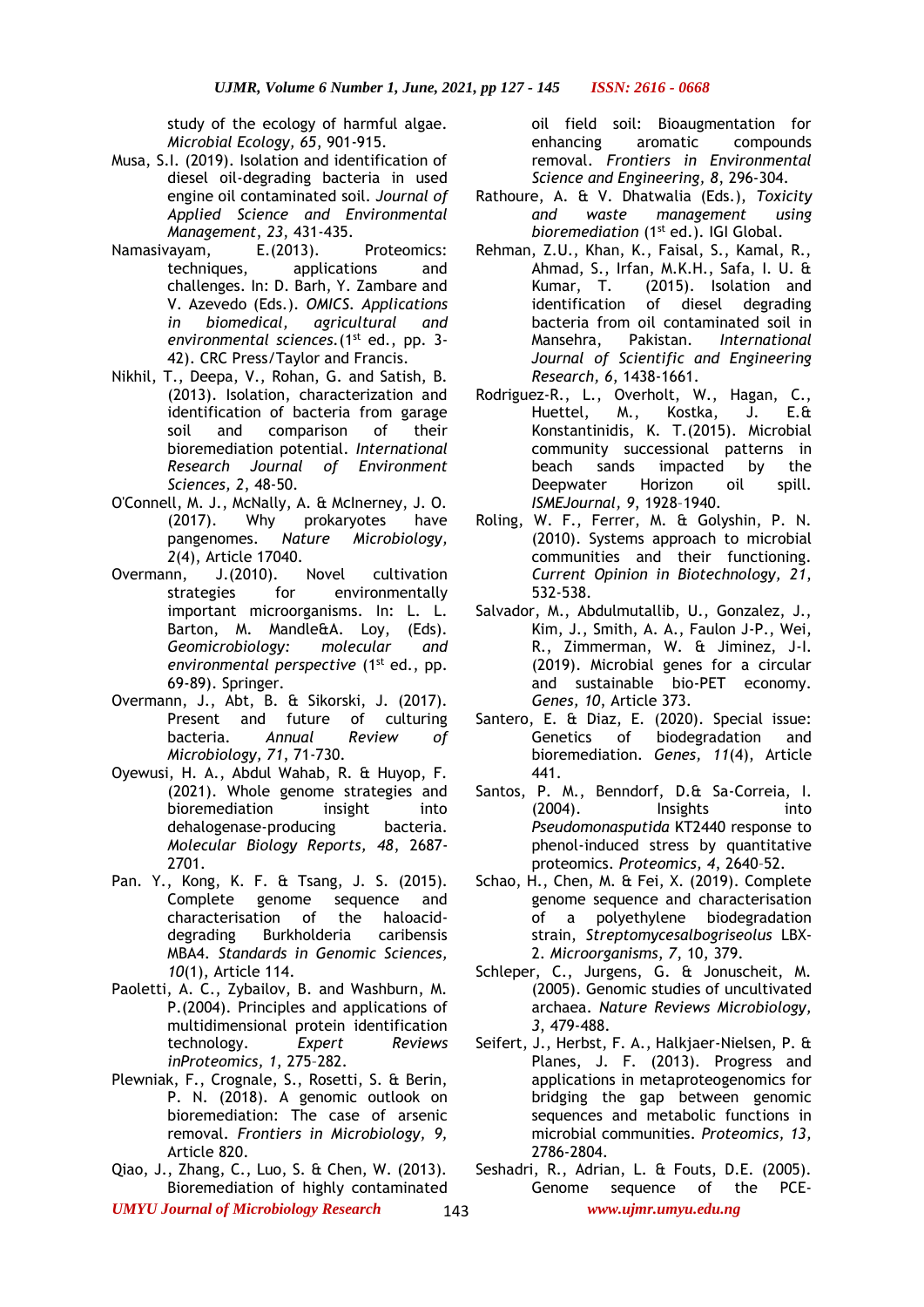study of the ecology of harmful algae. *Microbial Ecology, 65*, 901-915.

Musa, S.I. (2019). Isolation and identification of diesel oil-degrading bacteria in used engine oil contaminated soil. *Journal of Applied Science and Environmental Management*, *23*, 431-435.

Namasivayam, E.(2013). Proteomics: techniques, applications and challenges. In: D. Barh, Y. Zambare and V. Azevedo (Eds.). *OMICS. Applications in biomedical, agricultural and environmental sciences.*(1st ed., pp. 3-42). CRC Press/Taylor and Francis.

Nikhil, T., Deepa, V., Rohan, G. and Satish, B. (2013). Isolation, characterization and identification of bacteria from garage soil and comparison of their bioremediation potential. *International Research Journal of Environment Sciences, 2*, 48-50.

O'Connell, M. J., McNally, A. & McInerney, J. O. (2017). Why prokaryotes have pangenomes. *Nature Microbiology, 2*(4), Article 17040.

Overmann, J.(2010). Novel cultivation strategies for environmentally important microorganisms. In: L. L. Barton, M. Mandle&A. Loy, (Eds). *Geomicrobiology: molecular and environmental perspective* (1st ed., pp. 69-89). Springer.

Overmann, J., Abt, B. & Sikorski, J. (2017). Present and future of culturing bacteria. *Annual Review of Microbiology, 71*, 71-730.

Oyewusi, H. A., Abdul Wahab, R. & Huyop, F. (2021). Whole genome strategies and bioremediation insight into dehalogenase-producing bacteria. *Molecular Biology Reports, 48*, 2687-2701.

Pan. Y., Kong, K. F. & Tsang, J. S. (2015). Complete genome sequence and characterisation of the haloacid-degrading Burkholderia caribensis MBA4. *Standards in Genomic Sciences, 10*(1), Article 114.

Paoletti, A. C., Zybailov, B. and Washburn, M. P.(2004). Principles and applications of multidimensional protein identification technology. *Expert Reviews inProteomics, 1*, 275–282.

Plewniak, F., Crognale, S., Rosetti, S. & Berin, P. N. (2018). A genomic outlook on bioremediation: The case of arsenic removal. *Frontiers in Microbiology, 9,* Article 820.

Qiao, J., Zhang, C., Luo, S. & Chen, W. (2013). Bioremediation of highly contaminated oil field soil: Bioaugmentation for enhancing aromatic compounds removal. *Frontiers in Environmental Science and Engineering, 8*, 296-304.

Rathoure, A. & V. Dhatwalia (Eds.), *Toxicity and waste management using bioremediation* (1st ed.). IGI Global.

Rehman, Z.U., Khan, K., Faisal, S., Kamal, R., Ahmad, S., Irfan, M.K.H., Safa, I. U. & Kumar, T. (2015). Isolation and identification of diesel degrading bacteria from oil contaminated soil in Mansehra, Pakistan. *International Journal of Scientific and Engineering Research, 6*, 1438-1661.

Rodriguez-R., L., Overholt, W., Hagan, C., Huettel, M., Kostka, J. E.& Konstantinidis, K. T.(2015). Microbial community successional patterns in beach sands impacted by the Deepwater Horizon oil spill. *ISMEJournal, 9*, 1928–1940.

Roling, W. F., Ferrer, M. & Golyshin, P. N. (2010). Systems approach to microbial communities and their functioning. *Current Opinion in Biotechnology, 21*, 532-538.

Salvador, M., Abdulmutallib, U., Gonzalez, J., Kim, J., Smith, A. A., Faulon J-P., Wei, R., Zimmerman, W. & Jiminez, J-I. (2019). Microbial genes for a circular and sustainable bio-PET economy. *Genes, 10*, Article 373.

Santero, E. & Diaz, E. (2020). Special issue: Genetics of biodegradation and bioremediation. *Genes, 11*(4), Article 441.

Santos, P. M., Benndorf, D.& Sa-Correia, I. (2004). Insights into *Pseudomonasputida* KT2440 response to phenol-induced stress by quantitative proteomics. *Proteomics, 4*, 2640–52.

Schao, H., Chen, M. & Fei, X. (2019). Complete genome sequence and characterisation of a polyethylene biodegradation strain, *Streptomycesalbogriseolus* LBX-2. *Microorganisms, 7*, 10, 379.

Schleper, C., Jurgens, G. & Jonuscheit, M. (2005). Genomic studies of uncultivated archaea. *Nature Reviews Microbiology, 3*, 479-488.

Seifert, J., Herbst, F. A., Halkjaer-Nielsen, P. & Planes, J. F. (2013). Progress and applications in metaproteogenomics for bridging the gap between genomic sequences and metabolic functions in microbial communities. *Proteomics, 13,* 2786-2804.

Seshadri, R., Adrian, L. & Fouts, D.E. (2005). Genome sequence of the PCE-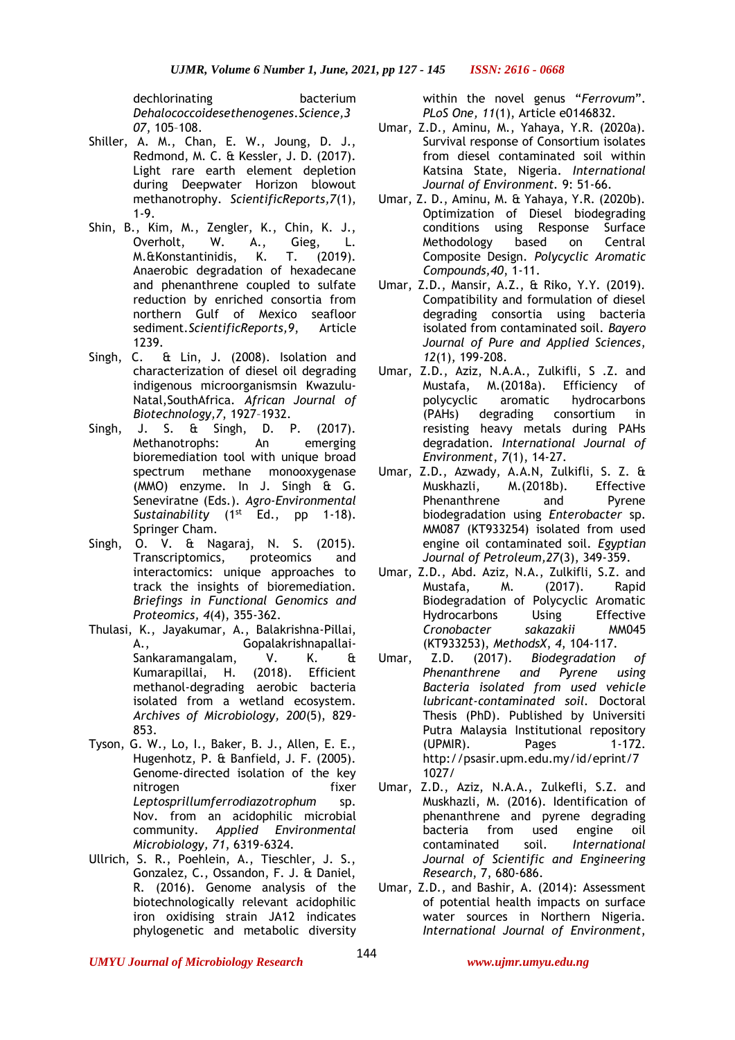dechlorinating bacterium *Dehalococcoidesethenogenes*.*Science*,*307*, 105–108.

Shiller, A. M., Chan, E. W., Joung, D. J., Redmond, M. C. & Kessler, J. D. (2017). Light rare earth element depletion during Deepwater Horizon blowout methanotrophy. *ScientificReports*,*7*(1), 1-9.

Shin, B., Kim, M., Zengler, K., Chin, K. J., Overholt, W. A., Gieg, L. M.&Konstantinidis, K. T. (2019). Anaerobic degradation of hexadecane and phenanthrene coupled to sulfate reduction by enriched consortia from northern Gulf of Mexico seafloor sediment.*ScientificReports*,*9*, Article 1239.

Singh, C. & Lin, J. (2008). Isolation and characterization of diesel oil degrading indigenous microorganismsin Kwazulu-Natal,SouthAfrica. *African Journal of Biotechnology*,*7*, 1927–1932.

Singh, J. S. & Singh, D. P. (2017). Methanotrophs: An emerging bioremediation tool with unique broad spectrum methane monooxygenase (MMO) enzyme. In J. Singh & G. Seneviratne (Eds.). *Agro-Environmental Sustainability* (1st Ed., pp 1-18). Springer Cham.

Singh, O. V. & Nagaraj, N. S. (2015). Transcriptomics, proteomics and interactomics: unique approaches to track the insights of bioremediation. *Briefings in Functional Genomics and Proteomics*, *4*(4), 355-362.

Thulasi, K., Jayakumar, A., Balakrishna-Pillai, A., Gopalakrishnapallai-Sankaramangalam, V. K. & Kumarapillai, H. (2018). Efficient methanol-degrading aerobic bacteria isolated from a wetland ecosystem. *Archives of Microbiology, 200*(5), 829-853.

Tyson, G. W., Lo, I., Baker, B. J., Allen, E. E., Hugenhotz, P. & Banfield, J. F. (2005). Genome-directed isolation of the key nitrogen fixer *Leptosprillumferrodiazotrophum* sp. Nov. from an acidophilic microbial community. *Applied Environmental Microbiology, 71*, 6319-6324.

Ullrich, S. R., Poehlein, A., Tieschler, J. S., Gonzalez, C., Ossandon, F. J. & Daniel, R. (2016). Genome analysis of the biotechnologically relevant acidophilic iron oxidising strain JA12 indicates phylogenetic and metabolic diversity within the novel genus "*Ferrovum*". *PLoS One, 11*(1), Article e0146832.

Umar, Z.D., Aminu, M., Yahaya, Y.R. (2020a). Survival response of Consortium isolates from diesel contaminated soil within Katsina State, Nigeria. *International Journal of Environment.* 9: 51-66.

Umar, Z. D., Aminu, M. & Yahaya, Y.R. (2020b). Optimization of Diesel biodegrading conditions using Response Surface Methodology based on Central Composite Design. *Polycyclic Aromatic Compounds*,*40*, 1-11.

Umar, Z.D., Mansir, A.Z., & Riko, Y.Y. (2019). Compatibility and formulation of diesel degrading consortia using bacteria isolated from contaminated soil. *Bayero Journal of Pure and Applied Sciences*, *12*(1), 199-208.

Umar, Z.D., Aziz, N.A.A., Zulkifli, S .Z. and Mustafa, M.(2018a). Efficiency of polycyclic aromatic hydrocarbons (PAHs) degrading consortium in resisting heavy metals during PAHs degradation. *International Journal of Environment*, *7*(1), 14-27.

Umar, Z.D., Azwady, A.A.N, Zulkifli, S. Z. & Muskhazli, M.(2018b). Effective Phenanthrene and Pyrene biodegradation using *Enterobacter* sp. MM087 (KT933254) isolated from used engine oil contaminated soil. *Egyptian Journal of Petroleum*,*27*(3), 349-359.

Umar, Z.D., Abd. Aziz, N.A., Zulkifli, S.Z. and Mustafa, M. (2017). Rapid Biodegradation of Polycyclic Aromatic Hydrocarbons Using Effective *Cronobacter sakazakii* MM045 (KT933253), *MethodsX*, *4*, 104-117.

Umar, Z.D. (2017). *Biodegradation of Phenanthrene and Pyrene using Bacteria isolated from used vehicle lubricant-contaminated soil*. Doctoral Thesis (PhD). Published by Universiti Putra Malaysia Institutional repository (UPMIR). Pages 1-172. http://psasir.upm.edu.my/id/eprint/71027/

Umar, Z.D., Aziz, N.A.A., Zulkefli, S.Z. and Muskhazli, M. (2016). Identification of phenanthrene and pyrene degrading bacteria from used engine oil contaminated soil. *International Journal of Scientific and Engineering Research*, 7, 680-686.

Umar, Z.D., and Bashir, A. (2014): Assessment of potential health impacts on surface water sources in Northern Nigeria. *International Journal of Environment*,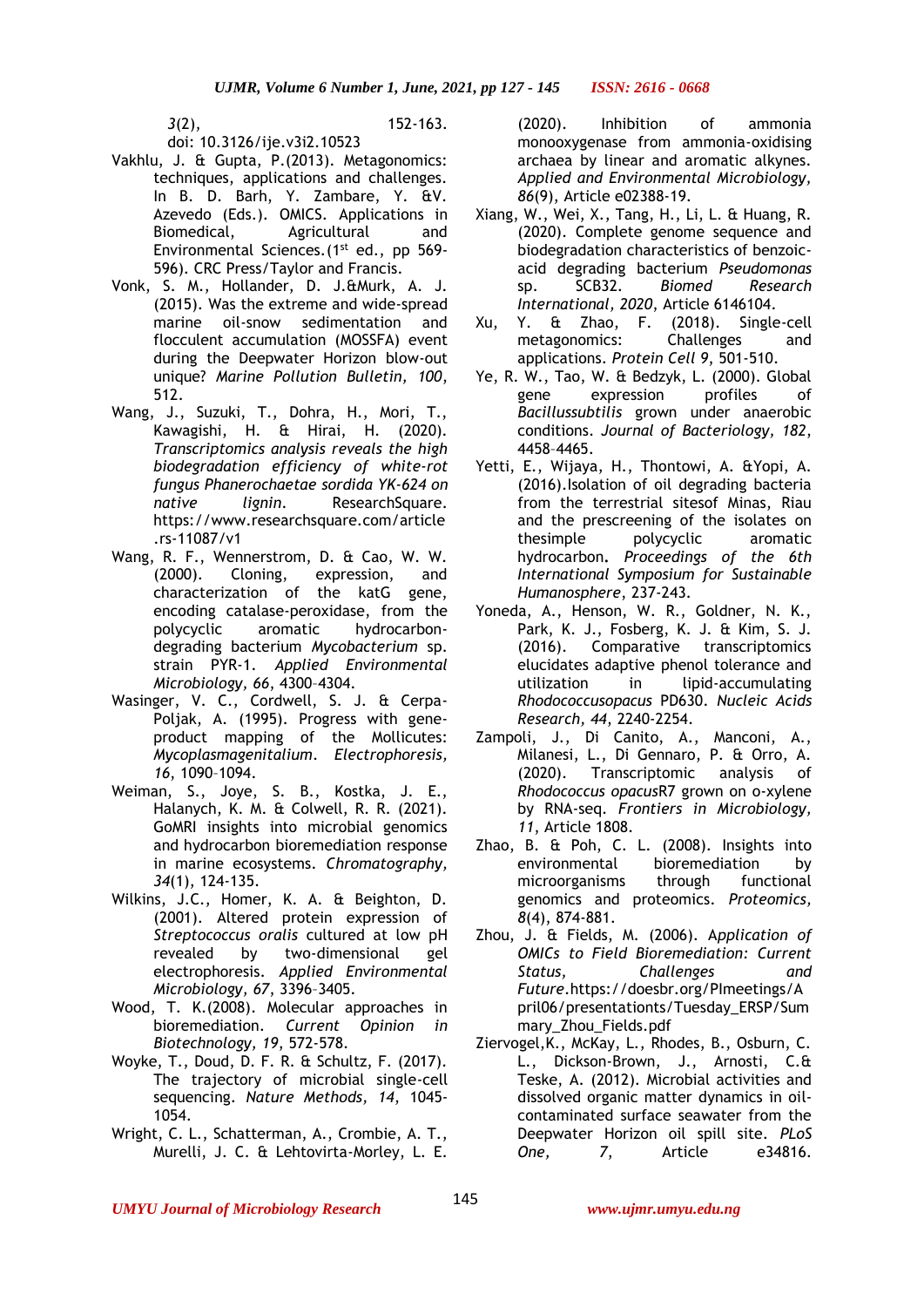*3*(2), 152-163. doi: 10.3126/ije.v3i2.10523

Vakhlu, J. & Gupta, P.(2013). Metagonomics: techniques, applications and challenges. In B. D. Barh, Y. Zambare, Y. &V. Azevedo (Eds.). OMICS. Applications in Biomedical, Agricultural and Environmental Sciences.(1st ed., pp 569-596). CRC Press/Taylor and Francis.

Vonk, S. M., Hollander, D. J.&Murk, A. J. (2015). Was the extreme and wide-spread marine oil-snow sedimentation and flocculent accumulation (MOSSFA) event during the Deepwater Horizon blow-out unique? *Marine Pollution Bulletin, 100*, 512.

Wang, J., Suzuki, T., Dohra, H., Mori, T., Kawagishi, H. & Hirai, H. (2020). *Transcriptomics analysis reveals the high biodegradation efficiency of white-rot fungus Phanerochaetae sordida YK-624 on native lignin*. ResearchSquare. https://www.researchsquare.com/article.rs-11087/v1

Wang, R. F., Wennerstrom, D. & Cao, W. W. (2000). Cloning, expression, and characterization of the katG gene, encoding catalase-peroxidase, from the polycyclic aromatic hydrocarbon-degrading bacterium *Mycobacterium* sp. strain PYR-1. *Applied Environmental Microbiology, 66*, 4300–4304.

Wasinger, V. C., Cordwell, S. J. & Cerpa-Poljak, A. (1995). Progress with gene-product mapping of the Mollicutes: *Mycoplasmagenitalium*. *Electrophoresis, 16*, 1090–1094.

Weiman, S., Joye, S. B., Kostka, J. E., Halanych, K. M. & Colwell, R. R. (2021). GoMRI insights into microbial genomics and hydrocarbon bioremediation response in marine ecosystems. *Chromatography, 34*(1), 124-135.

Wilkins, J.C., Homer, K. A. & Beighton, D. (2001). Altered protein expression of *Streptococcus oralis* cultured at low pH revealed by two-dimensional gel electrophoresis. *Applied Environmental Microbiology, 67*, 3396–3405.

Wood, T. K.(2008). Molecular approaches in bioremediation. *Current Opinion in Biotechnology, 19*, 572-578.

Woyke, T., Doud, D. F. R. & Schultz, F. (2017). The trajectory of microbial single-cell sequencing. *Nature Methods, 14*, 1045-1054.

Wright, C. L., Schatterman, A., Crombie, A. T., Murelli, J. C. & Lehtovirta-Morley, L. E. (2020). Inhibition of ammonia monooxygenase from ammonia-oxidising archaea by linear and aromatic alkynes. *Applied and Environmental Microbiology, 86*(9), Article e02388-19.

Xiang, W., Wei, X., Tang, H., Li, L. & Huang, R. (2020). Complete genome sequence and biodegradation characteristics of benzoic-acid degrading bacterium *Pseudomonas* sp. SCB32. *Biomed Research International, 2020*, Article 6146104.

Xu, Y. & Zhao, F. (2018). Single-cell metagonomics: Challenges and applications. *Protein Cell 9*, 501-510.

Ye, R. W., Tao, W. & Bedzyk, L. (2000). Global gene expression profiles of *Bacillussubtilis* grown under anaerobic conditions. *Journal of Bacteriology, 182*, 4458–4465.

Yetti, E., Wijaya, H., Thontowi, A. &Yopi, A. (2016).Isolation of oil degrading bacteria from the terrestrial sitesof Minas, Riau and the prescreening of the isolates on thesimple polycyclic aromatic hydrocarbon**.** *Proceedings of the 6th International Symposium for Sustainable Humanosphere*, 237-243.

Yoneda, A., Henson, W. R., Goldner, N. K., Park, K. J., Fosberg, K. J. & Kim, S. J. (2016). Comparative transcriptomics elucidates adaptive phenol tolerance and utilization in lipid-accumulating *Rhodococcusopacus* PD630. *Nucleic Acids Research, 44*, 2240-2254.

Zampoli, J., Di Canito, A., Manconi, A., Milanesi, L., Di Gennaro, P. & Orro, A. (2020). Transcriptomic analysis of *Rhodococcus opacus*R7 grown on o-xylene by RNA-seq. *Frontiers in Microbiology, 11*, Article 1808.

Zhao, B. & Poh, C. L. (2008). Insights into environmental bioremediation by microorganisms through functional genomics and proteomics. *Proteomics, 8*(4), 874-881.

Zhou, J. & Fields, M. (2006). A*pplication of OMICs to Field Bioremediation: Current Status, Challenges and Future*.https://doesbr.org/PImeetings/April06/presentations/Tuesday_ERSP/Summary_Zhou_Fields.pdf

Ziervogel,K., McKay, L., Rhodes, B., Osburn, C. L., Dickson-Brown, J., Arnosti, C.& Teske, A. (2012). Microbial activities and dissolved organic matter dynamics in oil-contaminated surface seawater from the Deepwater Horizon oil spill site. *PLoS One, 7*, Article e34816.